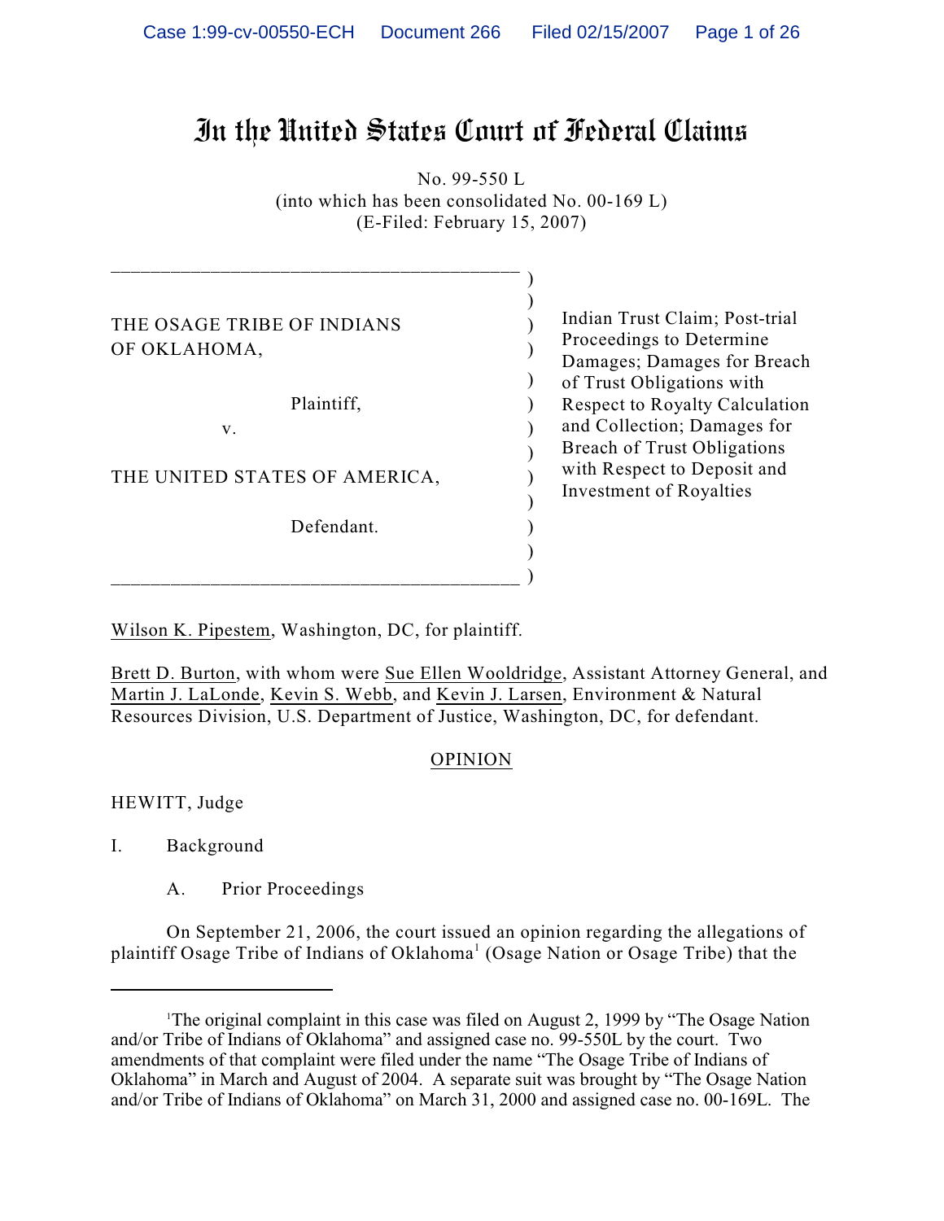# In the United States Court of Federal Claims

No. 99-550 L
(into which has been consolidated No. 00-169 L)
(E-Filed: February 15, 2007)

THE OSAGE TRIBE OF INDIANS OF OKLAHOMA,

Plaintiff,

v.

THE UNITED STATES OF AMERICA,

Defendant.

Indian Trust Claim; Post-trial Proceedings to Determine Damages; Damages for Breach of Trust Obligations with Respect to Royalty Calculation and Collection; Damages for Breach of Trust Obligations with Respect to Deposit and Investment of Royalties

Wilson K. Pipestem, Washington, DC, for plaintiff.

Brett D. Burton, with whom were Sue Ellen Wooldridge, Assistant Attorney General, and Martin J. LaLonde, Kevin S. Webb, and Kevin J. Larsen, Environment & Natural Resources Division, U.S. Department of Justice, Washington, DC, for defendant.

## OPINION

HEWITT, Judge

I. Background

A. Prior Proceedings

On September 21, 2006, the court issued an opinion regarding the allegations of plaintiff Osage Tribe of Indians of Oklahoma[1] (Osage Nation or Osage Tribe) that the

---

[1]The original complaint in this case was filed on August 2, 1999 by "The Osage Nation and/or Tribe of Indians of Oklahoma" and assigned case no. 99-550L by the court. Two amendments of that complaint were filed under the name "The Osage Tribe of Indians of Oklahoma" in March and August of 2004. A separate suit was brought by "The Osage Nation and/or Tribe of Indians of Oklahoma" on March 31, 2000 and assigned case no. 00-169L. The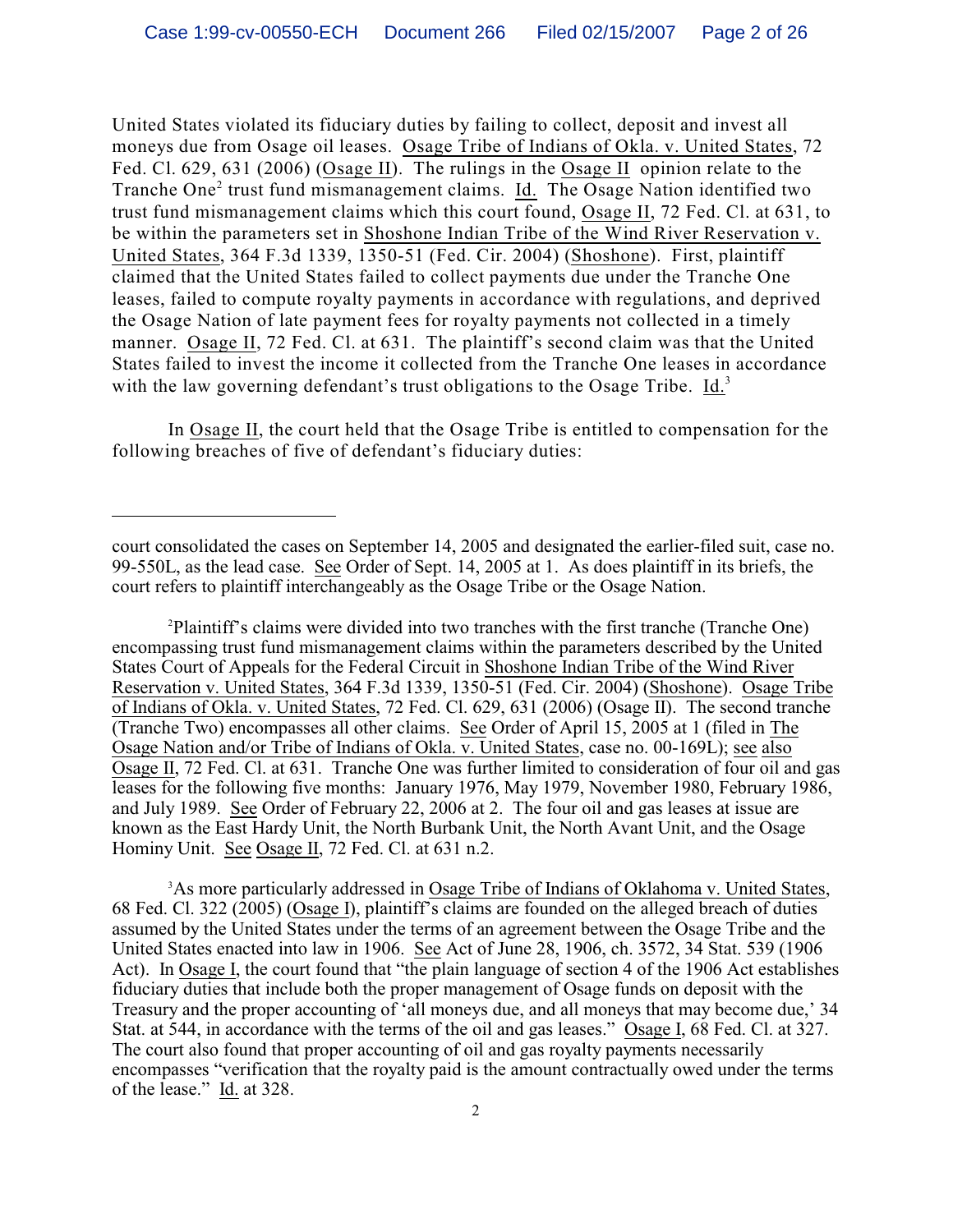United States violated its fiduciary duties by failing to collect, deposit and invest all moneys due from Osage oil leases. Osage Tribe of Indians of Okla. v. United States, 72 Fed. Cl. 629, 631 (2006) (Osage II). The rulings in the Osage II opinion relate to the Tranche One[2] trust fund mismanagement claims. Id. The Osage Nation identified two trust fund mismanagement claims which this court found, Osage II, 72 Fed. Cl. at 631, to be within the parameters set in Shoshone Indian Tribe of the Wind River Reservation v. United States, 364 F.3d 1339, 1350-51 (Fed. Cir. 2004) (Shoshone). First, plaintiff claimed that the United States failed to collect payments due under the Tranche One leases, failed to compute royalty payments in accordance with regulations, and deprived the Osage Nation of late payment fees for royalty payments not collected in a timely manner. Osage II, 72 Fed. Cl. at 631. The plaintiff's second claim was that the United States failed to invest the income it collected from the Tranche One leases in accordance with the law governing defendant's trust obligations to the Osage Tribe. Id.[3]

In Osage II, the court held that the Osage Tribe is entitled to compensation for the following breaches of five of defendant's fiduciary duties:

---

court consolidated the cases on September 14, 2005 and designated the earlier-filed suit, case no. 99-550L, as the lead case. See Order of Sept. 14, 2005 at 1. As does plaintiff in its briefs, the court refers to plaintiff interchangeably as the Osage Tribe or the Osage Nation.

[2] Plaintiff's claims were divided into two tranches with the first tranche (Tranche One) encompassing trust fund mismanagement claims within the parameters described by the United States Court of Appeals for the Federal Circuit in Shoshone Indian Tribe of the Wind River Reservation v. United States, 364 F.3d 1339, 1350-51 (Fed. Cir. 2004) (Shoshone). Osage Tribe of Indians of Okla. v. United States, 72 Fed. Cl. 629, 631 (2006) (Osage II). The second tranche (Tranche Two) encompasses all other claims. See Order of April 15, 2005 at 1 (filed in The Osage Nation and/or Tribe of Indians of Okla. v. United States, case no. 00-169L); see also Osage II, 72 Fed. Cl. at 631. Tranche One was further limited to consideration of four oil and gas leases for the following five months: January 1976, May 1979, November 1980, February 1986, and July 1989. See Order of February 22, 2006 at 2. The four oil and gas leases at issue are known as the East Hardy Unit, the North Burbank Unit, the North Avant Unit, and the Osage Hominy Unit. See Osage II, 72 Fed. Cl. at 631 n.2.

[3] As more particularly addressed in Osage Tribe of Indians of Oklahoma v. United States, 68 Fed. Cl. 322 (2005) (Osage I), plaintiff's claims are founded on the alleged breach of duties assumed by the United States under the terms of an agreement between the Osage Tribe and the United States enacted into law in 1906. See Act of June 28, 1906, ch. 3572, 34 Stat. 539 (1906 Act). In Osage I, the court found that "the plain language of section 4 of the 1906 Act establishes fiduciary duties that include both the proper management of Osage funds on deposit with the Treasury and the proper accounting of 'all moneys due, and all moneys that may become due,' 34 Stat. at 544, in accordance with the terms of the oil and gas leases." Osage I, 68 Fed. Cl. at 327. The court also found that proper accounting of oil and gas royalty payments necessarily encompasses "verification that the royalty paid is the amount contractually owed under the terms of the lease." Id. at 328.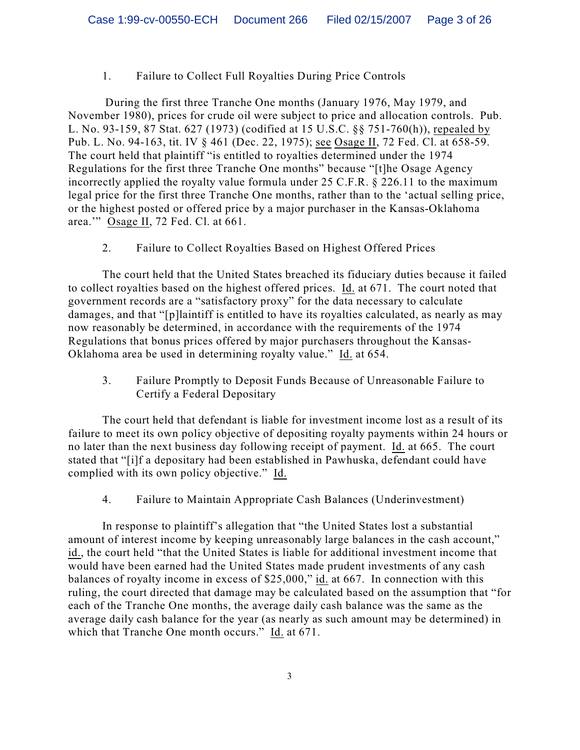1. Failure to Collect Full Royalties During Price Controls

During the first three Tranche One months (January 1976, May 1979, and November 1980), prices for crude oil were subject to price and allocation controls. Pub. L. No. 93-159, 87 Stat. 627 (1973) (codified at 15 U.S.C. §§ 751-760(h)), repealed by Pub. L. No. 94-163, tit. IV § 461 (Dec. 22, 1975); see Osage II, 72 Fed. Cl. at 658-59. The court held that plaintiff "is entitled to royalties determined under the 1974 Regulations for the first three Tranche One months" because "[t]he Osage Agency incorrectly applied the royalty value formula under 25 C.F.R. § 226.11 to the maximum legal price for the first three Tranche One months, rather than to the 'actual selling price, or the highest posted or offered price by a major purchaser in the Kansas-Oklahoma area.'" Osage II, 72 Fed. Cl. at 661.

2. Failure to Collect Royalties Based on Highest Offered Prices

The court held that the United States breached its fiduciary duties because it failed to collect royalties based on the highest offered prices. Id. at 671. The court noted that government records are a "satisfactory proxy" for the data necessary to calculate damages, and that "[p]laintiff is entitled to have its royalties calculated, as nearly as may now reasonably be determined, in accordance with the requirements of the 1974 Regulations that bonus prices offered by major purchasers throughout the Kansas-Oklahoma area be used in determining royalty value." Id. at 654.

3. Failure Promptly to Deposit Funds Because of Unreasonable Failure to Certify a Federal Depositary

The court held that defendant is liable for investment income lost as a result of its failure to meet its own policy objective of depositing royalty payments within 24 hours or no later than the next business day following receipt of payment. Id. at 665. The court stated that "[i]f a depositary had been established in Pawhuska, defendant could have complied with its own policy objective." Id.

4. Failure to Maintain Appropriate Cash Balances (Underinvestment)

In response to plaintiff's allegation that "the United States lost a substantial amount of interest income by keeping unreasonably large balances in the cash account," id., the court held "that the United States is liable for additional investment income that would have been earned had the United States made prudent investments of any cash balances of royalty income in excess of $25,000," id. at 667. In connection with this ruling, the court directed that damage may be calculated based on the assumption that "for each of the Tranche One months, the average daily cash balance was the same as the average daily cash balance for the year (as nearly as such amount may be determined) in which that Tranche One month occurs." Id. at 671.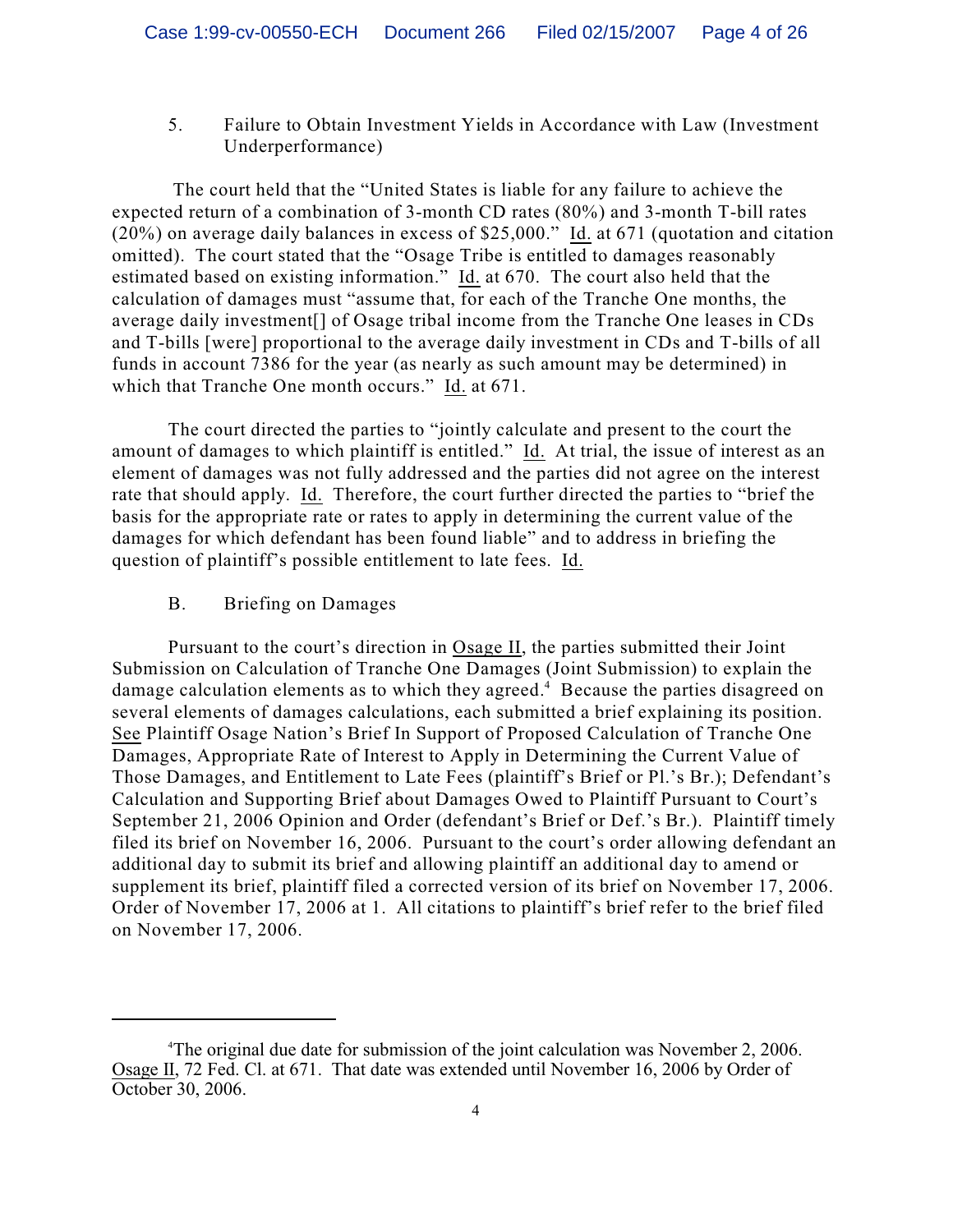5. Failure to Obtain Investment Yields in Accordance with Law (Investment Underperformance)

The court held that the "United States is liable for any failure to achieve the expected return of a combination of 3-month CD rates (80%) and 3-month T-bill rates (20%) on average daily balances in excess of $25,000." Id. at 671 (quotation and citation omitted). The court stated that the "Osage Tribe is entitled to damages reasonably estimated based on existing information." Id. at 670. The court also held that the calculation of damages must "assume that, for each of the Tranche One months, the average daily investment[] of Osage tribal income from the Tranche One leases in CDs and T-bills [were] proportional to the average daily investment in CDs and T-bills of all funds in account 7386 for the year (as nearly as such amount may be determined) in which that Tranche One month occurs." Id. at 671.

The court directed the parties to "jointly calculate and present to the court the amount of damages to which plaintiff is entitled." Id. At trial, the issue of interest as an element of damages was not fully addressed and the parties did not agree on the interest rate that should apply. Id. Therefore, the court further directed the parties to "brief the basis for the appropriate rate or rates to apply in determining the current value of the damages for which defendant has been found liable" and to address in briefing the question of plaintiff's possible entitlement to late fees. Id.

B. Briefing on Damages

Pursuant to the court's direction in Osage II, the parties submitted their Joint Submission on Calculation of Tranche One Damages (Joint Submission) to explain the damage calculation elements as to which they agreed.[4] Because the parties disagreed on several elements of damages calculations, each submitted a brief explaining its position. See Plaintiff Osage Nation's Brief In Support of Proposed Calculation of Tranche One Damages, Appropriate Rate of Interest to Apply in Determining the Current Value of Those Damages, and Entitlement to Late Fees (plaintiff's Brief or Pl.'s Br.); Defendant's Calculation and Supporting Brief about Damages Owed to Plaintiff Pursuant to Court's September 21, 2006 Opinion and Order (defendant's Brief or Def.'s Br.). Plaintiff timely filed its brief on November 16, 2006. Pursuant to the court's order allowing defendant an additional day to submit its brief and allowing plaintiff an additional day to amend or supplement its brief, plaintiff filed a corrected version of its brief on November 17, 2006. Order of November 17, 2006 at 1. All citations to plaintiff's brief refer to the brief filed on November 17, 2006.

---

[4]The original due date for submission of the joint calculation was November 2, 2006. Osage II, 72 Fed. Cl. at 671. That date was extended until November 16, 2006 by Order of October 30, 2006.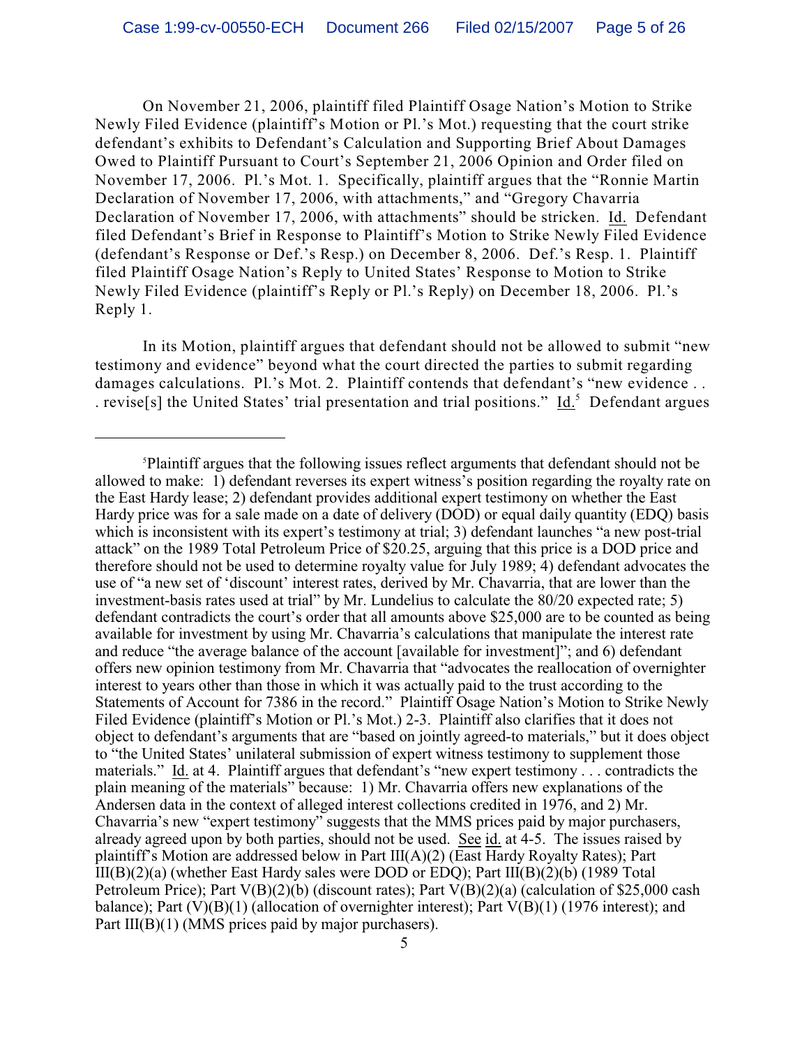On November 21, 2006, plaintiff filed Plaintiff Osage Nation's Motion to Strike Newly Filed Evidence (plaintiff's Motion or Pl.'s Mot.) requesting that the court strike defendant's exhibits to Defendant's Calculation and Supporting Brief About Damages Owed to Plaintiff Pursuant to Court's September 21, 2006 Opinion and Order filed on November 17, 2006. Pl.'s Mot. 1. Specifically, plaintiff argues that the "Ronnie Martin Declaration of November 17, 2006, with attachments," and "Gregory Chavarria Declaration of November 17, 2006, with attachments" should be stricken. Id. Defendant filed Defendant's Brief in Response to Plaintiff's Motion to Strike Newly Filed Evidence (defendant's Response or Def.'s Resp.) on December 8, 2006. Def.'s Resp. 1. Plaintiff filed Plaintiff Osage Nation's Reply to United States' Response to Motion to Strike Newly Filed Evidence (plaintiff's Reply or Pl.'s Reply) on December 18, 2006. Pl.'s Reply 1.

In its Motion, plaintiff argues that defendant should not be allowed to submit "new testimony and evidence" beyond what the court directed the parties to submit regarding damages calculations. Pl.'s Mot. 2. Plaintiff contends that defendant's "new evidence . . . revise[s] the United States' trial presentation and trial positions." Id.[5] Defendant argues

---

[5] Plaintiff argues that the following issues reflect arguments that defendant should not be allowed to make: 1) defendant reverses its expert witness's position regarding the royalty rate on the East Hardy lease; 2) defendant provides additional expert testimony on whether the East Hardy price was for a sale made on a date of delivery (DOD) or equal daily quantity (EDQ) basis which is inconsistent with its expert's testimony at trial; 3) defendant launches "a new post-trial attack" on the 1989 Total Petroleum Price of $20.25, arguing that this price is a DOD price and therefore should not be used to determine royalty value for July 1989; 4) defendant advocates the use of "a new set of 'discount' interest rates, derived by Mr. Chavarria, that are lower than the investment-basis rates used at trial" by Mr. Lundelius to calculate the 80/20 expected rate; 5) defendant contradicts the court's order that all amounts above $25,000 are to be counted as being available for investment by using Mr. Chavarria's calculations that manipulate the interest rate and reduce "the average balance of the account [available for investment]"; and 6) defendant offers new opinion testimony from Mr. Chavarria that "advocates the reallocation of overnighter interest to years other than those in which it was actually paid to the trust according to the Statements of Account for 7386 in the record." Plaintiff Osage Nation's Motion to Strike Newly Filed Evidence (plaintiff's Motion or Pl.'s Mot.) 2-3. Plaintiff also clarifies that it does not object to defendant's arguments that are "based on jointly agreed-to materials," but it does object to "the United States' unilateral submission of expert witness testimony to supplement those materials." Id. at 4. Plaintiff argues that defendant's "new expert testimony . . . contradicts the plain meaning of the materials" because: 1) Mr. Chavarria offers new explanations of the Andersen data in the context of alleged interest collections credited in 1976, and 2) Mr. Chavarria's new "expert testimony" suggests that the MMS prices paid by major purchasers, already agreed upon by both parties, should not be used. See id. at 4-5. The issues raised by plaintiff's Motion are addressed below in Part III(A)(2) (East Hardy Royalty Rates); Part III(B)(2)(a) (whether East Hardy sales were DOD or EDQ); Part III(B)(2)(b) (1989 Total Petroleum Price); Part V(B)(2)(b) (discount rates); Part V(B)(2)(a) (calculation of $25,000 cash balance); Part (V)(B)(1) (allocation of overnighter interest); Part V(B)(1) (1976 interest); and Part III(B)(1) (MMS prices paid by major purchasers).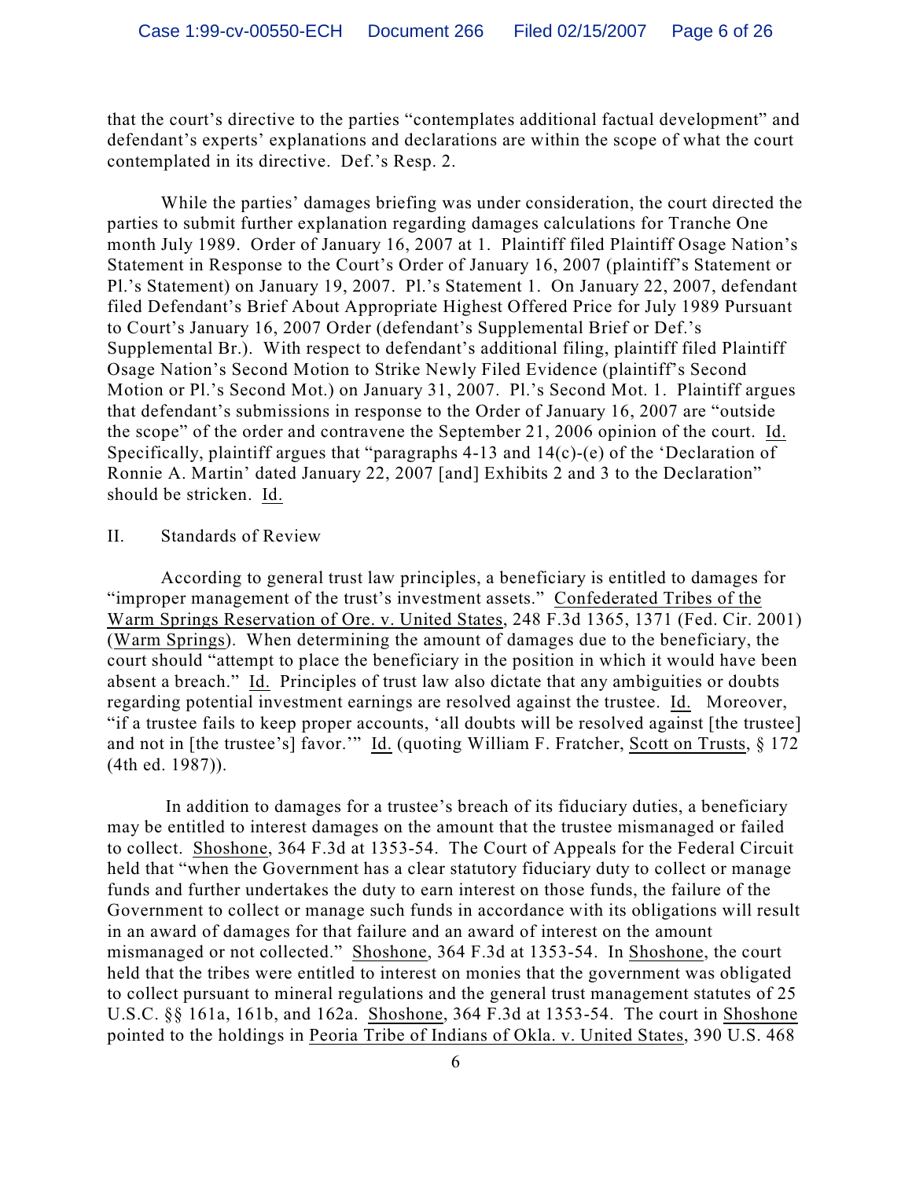that the court's directive to the parties "contemplates additional factual development" and defendant's experts' explanations and declarations are within the scope of what the court contemplated in its directive. Def.'s Resp. 2.

While the parties' damages briefing was under consideration, the court directed the parties to submit further explanation regarding damages calculations for Tranche One month July 1989. Order of January 16, 2007 at 1. Plaintiff filed Plaintiff Osage Nation's Statement in Response to the Court's Order of January 16, 2007 (plaintiff's Statement or Pl.'s Statement) on January 19, 2007. Pl.'s Statement 1. On January 22, 2007, defendant filed Defendant's Brief About Appropriate Highest Offered Price for July 1989 Pursuant to Court's January 16, 2007 Order (defendant's Supplemental Brief or Def.'s Supplemental Br.). With respect to defendant's additional filing, plaintiff filed Plaintiff Osage Nation's Second Motion to Strike Newly Filed Evidence (plaintiff's Second Motion or Pl.'s Second Mot.) on January 31, 2007. Pl.'s Second Mot. 1. Plaintiff argues that defendant's submissions in response to the Order of January 16, 2007 are "outside the scope" of the order and contravene the September 21, 2006 opinion of the court. Id. Specifically, plaintiff argues that "paragraphs 4-13 and 14(c)-(e) of the 'Declaration of Ronnie A. Martin' dated January 22, 2007 [and] Exhibits 2 and 3 to the Declaration" should be stricken. Id.

## II. Standards of Review

According to general trust law principles, a beneficiary is entitled to damages for "improper management of the trust's investment assets." Confederated Tribes of the Warm Springs Reservation of Ore. v. United States, 248 F.3d 1365, 1371 (Fed. Cir. 2001) (Warm Springs). When determining the amount of damages due to the beneficiary, the court should "attempt to place the beneficiary in the position in which it would have been absent a breach." Id. Principles of trust law also dictate that any ambiguities or doubts regarding potential investment earnings are resolved against the trustee. Id. Moreover, "if a trustee fails to keep proper accounts, 'all doubts will be resolved against [the trustee] and not in [the trustee's] favor.'" Id. (quoting William F. Fratcher, Scott on Trusts, § 172 (4th ed. 1987)).

In addition to damages for a trustee's breach of its fiduciary duties, a beneficiary may be entitled to interest damages on the amount that the trustee mismanaged or failed to collect. Shoshone, 364 F.3d at 1353-54. The Court of Appeals for the Federal Circuit held that "when the Government has a clear statutory fiduciary duty to collect or manage funds and further undertakes the duty to earn interest on those funds, the failure of the Government to collect or manage such funds in accordance with its obligations will result in an award of damages for that failure and an award of interest on the amount mismanaged or not collected." Shoshone, 364 F.3d at 1353-54. In Shoshone, the court held that the tribes were entitled to interest on monies that the government was obligated to collect pursuant to mineral regulations and the general trust management statutes of 25 U.S.C. §§ 161a, 161b, and 162a. Shoshone, 364 F.3d at 1353-54. The court in Shoshone pointed to the holdings in Peoria Tribe of Indians of Okla. v. United States, 390 U.S. 468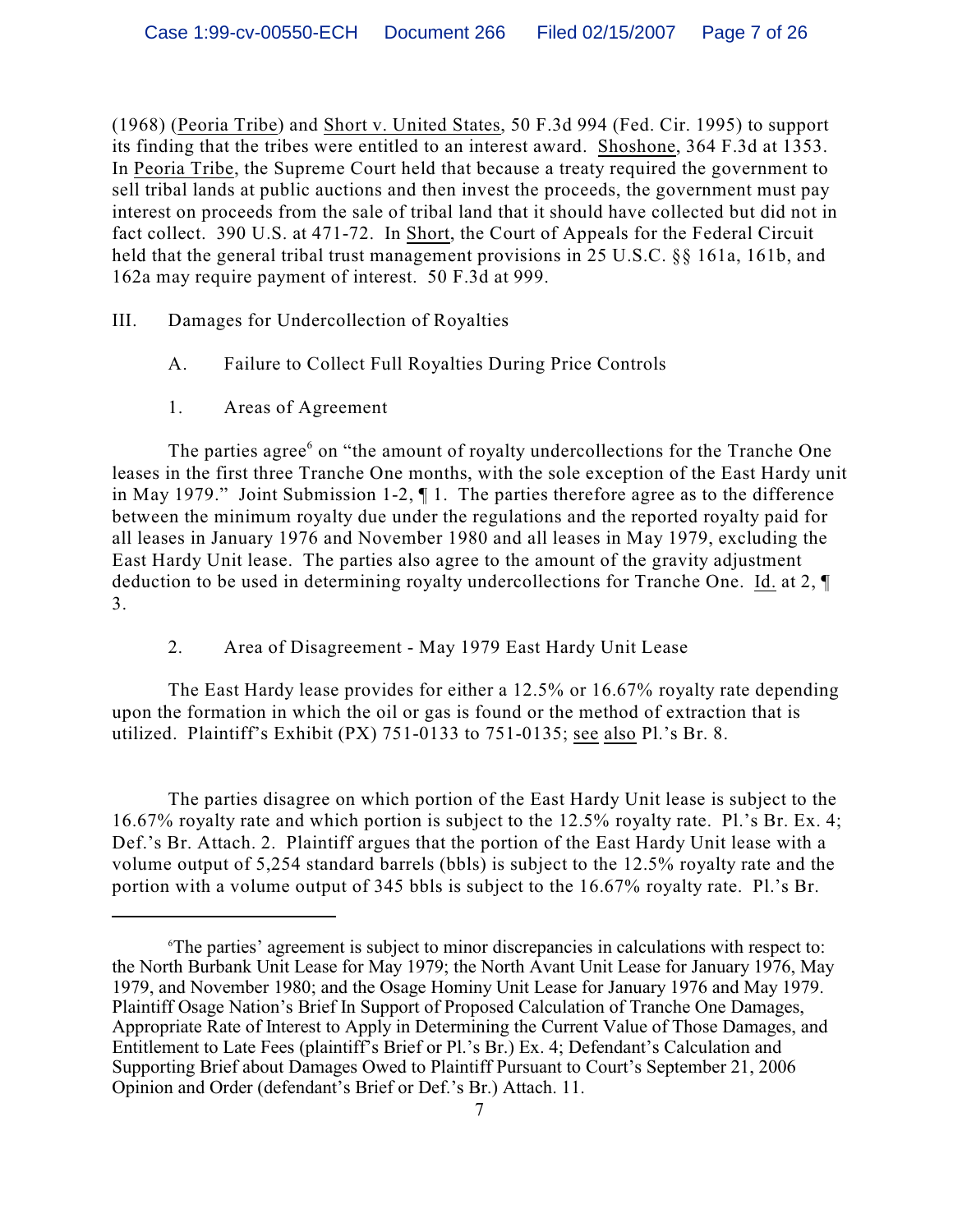(1968) (Peoria Tribe) and Short v. United States, 50 F.3d 994 (Fed. Cir. 1995) to support its finding that the tribes were entitled to an interest award. Shoshone, 364 F.3d at 1353. In Peoria Tribe, the Supreme Court held that because a treaty required the government to sell tribal lands at public auctions and then invest the proceeds, the government must pay interest on proceeds from the sale of tribal land that it should have collected but did not in fact collect. 390 U.S. at 471-72. In Short, the Court of Appeals for the Federal Circuit held that the general tribal trust management provisions in 25 U.S.C. §§ 161a, 161b, and 162a may require payment of interest. 50 F.3d at 999.

III. Damages for Undercollection of Royalties

A. Failure to Collect Full Royalties During Price Controls

1. Areas of Agreement

The parties agree[6] on "the amount of royalty undercollections for the Tranche One leases in the first three Tranche One months, with the sole exception of the East Hardy unit in May 1979." Joint Submission 1-2, ¶ 1. The parties therefore agree as to the difference between the minimum royalty due under the regulations and the reported royalty paid for all leases in January 1976 and November 1980 and all leases in May 1979, excluding the East Hardy Unit lease. The parties also agree to the amount of the gravity adjustment deduction to be used in determining royalty undercollections for Tranche One. Id. at 2, ¶ 3.

2. Area of Disagreement - May 1979 East Hardy Unit Lease

The East Hardy lease provides for either a 12.5% or 16.67% royalty rate depending upon the formation in which the oil or gas is found or the method of extraction that is utilized. Plaintiff's Exhibit (PX) 751-0133 to 751-0135; see also Pl.'s Br. 8.

The parties disagree on which portion of the East Hardy Unit lease is subject to the 16.67% royalty rate and which portion is subject to the 12.5% royalty rate. Pl.'s Br. Ex. 4; Def.'s Br. Attach. 2. Plaintiff argues that the portion of the East Hardy Unit lease with a volume output of 5,254 standard barrels (bbls) is subject to the 12.5% royalty rate and the portion with a volume output of 345 bbls is subject to the 16.67% royalty rate. Pl.'s Br.

---

[6] The parties' agreement is subject to minor discrepancies in calculations with respect to: the North Burbank Unit Lease for May 1979; the North Avant Unit Lease for January 1976, May 1979, and November 1980; and the Osage Hominy Unit Lease for January 1976 and May 1979. Plaintiff Osage Nation's Brief In Support of Proposed Calculation of Tranche One Damages, Appropriate Rate of Interest to Apply in Determining the Current Value of Those Damages, and Entitlement to Late Fees (plaintiff's Brief or Pl.'s Br.) Ex. 4; Defendant's Calculation and Supporting Brief about Damages Owed to Plaintiff Pursuant to Court's September 21, 2006 Opinion and Order (defendant's Brief or Def.'s Br.) Attach. 11.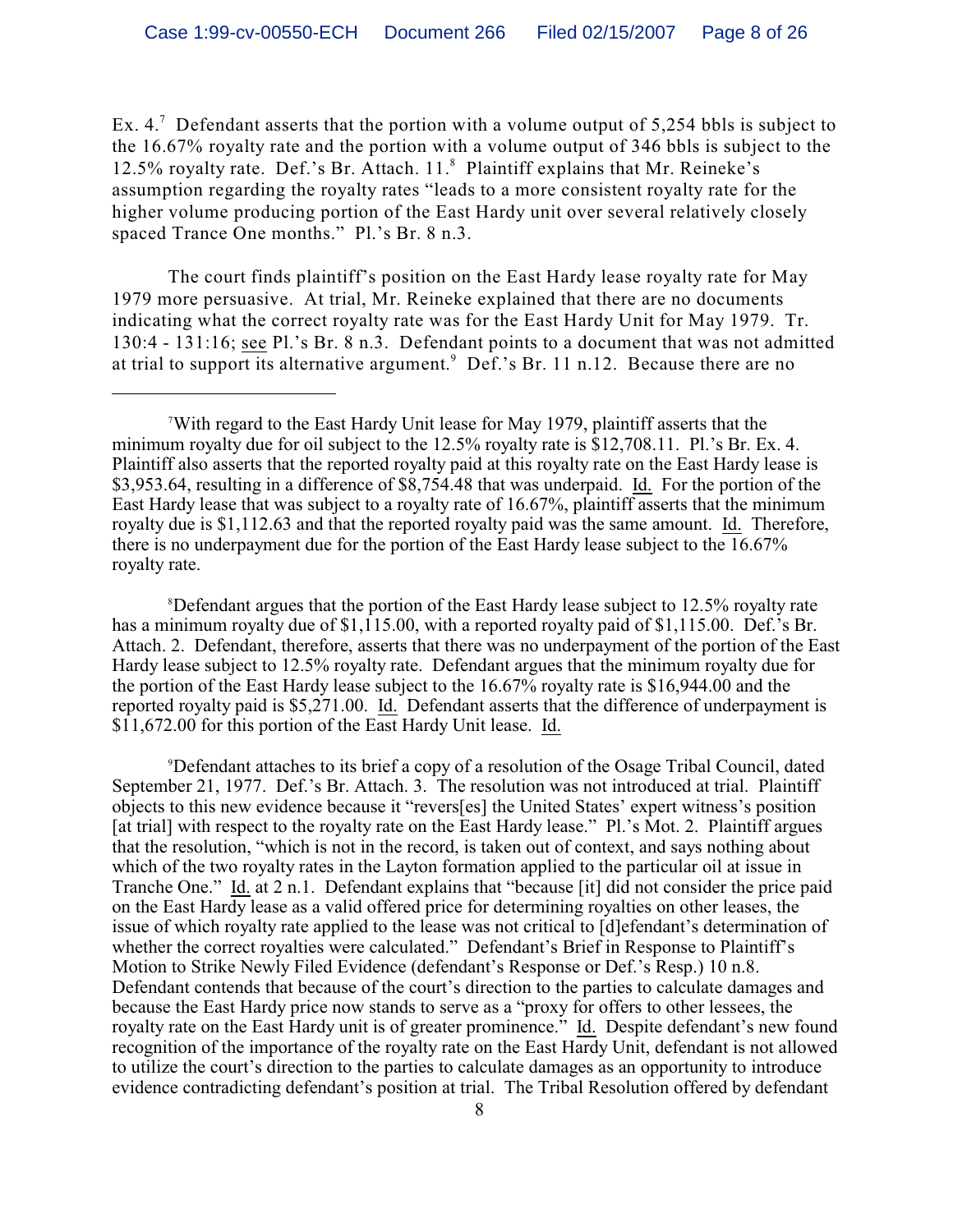Ex. 4.[7] Defendant asserts that the portion with a volume output of 5,254 bbls is subject to the 16.67% royalty rate and the portion with a volume output of 346 bbls is subject to the 12.5% royalty rate. Def.'s Br. Attach. 11.[8] Plaintiff explains that Mr. Reineke's assumption regarding the royalty rates "leads to a more consistent royalty rate for the higher volume producing portion of the East Hardy unit over several relatively closely spaced Trance One months." Pl.'s Br. 8 n.3.

The court finds plaintiff's position on the East Hardy lease royalty rate for May 1979 more persuasive. At trial, Mr. Reineke explained that there are no documents indicating what the correct royalty rate was for the East Hardy Unit for May 1979. Tr. 130:4 - 131:16; see Pl.'s Br. 8 n.3. Defendant points to a document that was not admitted at trial to support its alternative argument.[9] Def.'s Br. 11 n.12. Because there are no

---

[7]With regard to the East Hardy Unit lease for May 1979, plaintiff asserts that the minimum royalty due for oil subject to the 12.5% royalty rate is $12,708.11. Pl.'s Br. Ex. 4. Plaintiff also asserts that the reported royalty paid at this royalty rate on the East Hardy lease is $3,953.64, resulting in a difference of $8,754.48 that was underpaid. Id. For the portion of the East Hardy lease that was subject to a royalty rate of 16.67%, plaintiff asserts that the minimum royalty due is $1,112.63 and that the reported royalty paid was the same amount. Id. Therefore, there is no underpayment due for the portion of the East Hardy lease subject to the 16.67% royalty rate.

[8]Defendant argues that the portion of the East Hardy lease subject to 12.5% royalty rate has a minimum royalty due of $1,115.00, with a reported royalty paid of $1,115.00. Def.'s Br. Attach. 2. Defendant, therefore, asserts that there was no underpayment of the portion of the East Hardy lease subject to 12.5% royalty rate. Defendant argues that the minimum royalty due for the portion of the East Hardy lease subject to the 16.67% royalty rate is $16,944.00 and the reported royalty paid is $5,271.00. Id. Defendant asserts that the difference of underpayment is $11,672.00 for this portion of the East Hardy Unit lease. Id.

[9]Defendant attaches to its brief a copy of a resolution of the Osage Tribal Council, dated September 21, 1977. Def.'s Br. Attach. 3. The resolution was not introduced at trial. Plaintiff objects to this new evidence because it "revers[es] the United States' expert witness's position [at trial] with respect to the royalty rate on the East Hardy lease." Pl.'s Mot. 2. Plaintiff argues that the resolution, "which is not in the record, is taken out of context, and says nothing about which of the two royalty rates in the Layton formation applied to the particular oil at issue in Tranche One." Id. at 2 n.1. Defendant explains that "because [it] did not consider the price paid on the East Hardy lease as a valid offered price for determining royalties on other leases, the issue of which royalty rate applied to the lease was not critical to [d]efendant's determination of whether the correct royalties were calculated." Defendant's Brief in Response to Plaintiff's Motion to Strike Newly Filed Evidence (defendant's Response or Def.'s Resp.) 10 n.8. Defendant contends that because of the court's direction to the parties to calculate damages and because the East Hardy price now stands to serve as a "proxy for offers to other lessees, the royalty rate on the East Hardy unit is of greater prominence." Id. Despite defendant's new found recognition of the importance of the royalty rate on the East Hardy Unit, defendant is not allowed to utilize the court's direction to the parties to calculate damages as an opportunity to introduce evidence contradicting defendant's position at trial. The Tribal Resolution offered by defendant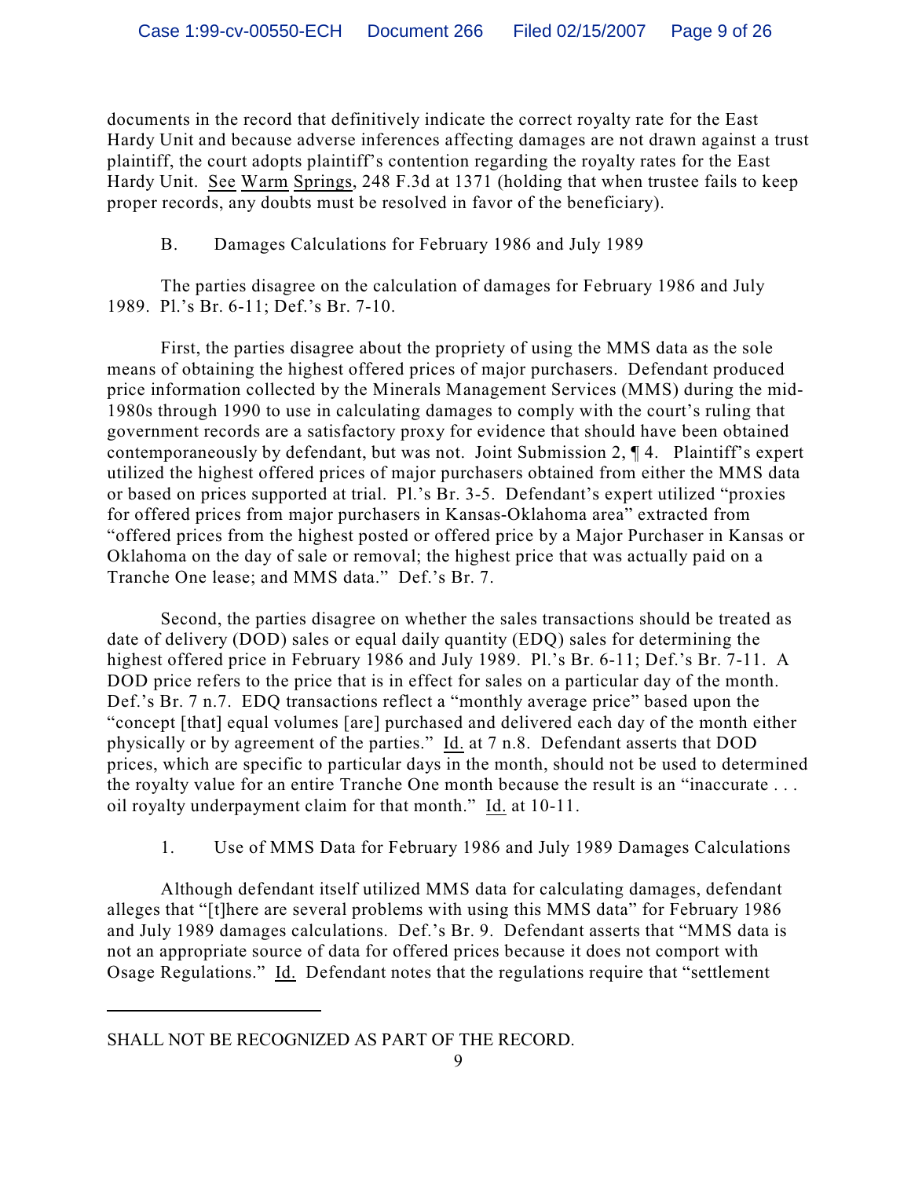documents in the record that definitively indicate the correct royalty rate for the East Hardy Unit and because adverse inferences affecting damages are not drawn against a trust plaintiff, the court adopts plaintiff's contention regarding the royalty rates for the East Hardy Unit. See Warm Springs, 248 F.3d at 1371 (holding that when trustee fails to keep proper records, any doubts must be resolved in favor of the beneficiary).

B. Damages Calculations for February 1986 and July 1989

The parties disagree on the calculation of damages for February 1986 and July 1989. Pl.'s Br. 6-11; Def.'s Br. 7-10.

First, the parties disagree about the propriety of using the MMS data as the sole means of obtaining the highest offered prices of major purchasers. Defendant produced price information collected by the Minerals Management Services (MMS) during the mid-1980s through 1990 to use in calculating damages to comply with the court's ruling that government records are a satisfactory proxy for evidence that should have been obtained contemporaneously by defendant, but was not. Joint Submission 2, ¶ 4. Plaintiff's expert utilized the highest offered prices of major purchasers obtained from either the MMS data or based on prices supported at trial. Pl.'s Br. 3-5. Defendant's expert utilized "proxies for offered prices from major purchasers in Kansas-Oklahoma area" extracted from "offered prices from the highest posted or offered price by a Major Purchaser in Kansas or Oklahoma on the day of sale or removal; the highest price that was actually paid on a Tranche One lease; and MMS data." Def.'s Br. 7.

Second, the parties disagree on whether the sales transactions should be treated as date of delivery (DOD) sales or equal daily quantity (EDQ) sales for determining the highest offered price in February 1986 and July 1989. Pl.'s Br. 6-11; Def.'s Br. 7-11. A DOD price refers to the price that is in effect for sales on a particular day of the month. Def.'s Br. 7 n.7. EDQ transactions reflect a "monthly average price" based upon the "concept [that] equal volumes [are] purchased and delivered each day of the month either physically or by agreement of the parties." Id. at 7 n.8. Defendant asserts that DOD prices, which are specific to particular days in the month, should not be used to determined the royalty value for an entire Tranche One month because the result is an "inaccurate . . . oil royalty underpayment claim for that month." Id. at 10-11.

1. Use of MMS Data for February 1986 and July 1989 Damages Calculations

Although defendant itself utilized MMS data for calculating damages, defendant alleges that "[t]here are several problems with using this MMS data" for February 1986 and July 1989 damages calculations. Def.'s Br. 9. Defendant asserts that "MMS data is not an appropriate source of data for offered prices because it does not comport with Osage Regulations." Id. Defendant notes that the regulations require that "settlement

---

SHALL NOT BE RECOGNIZED AS PART OF THE RECORD.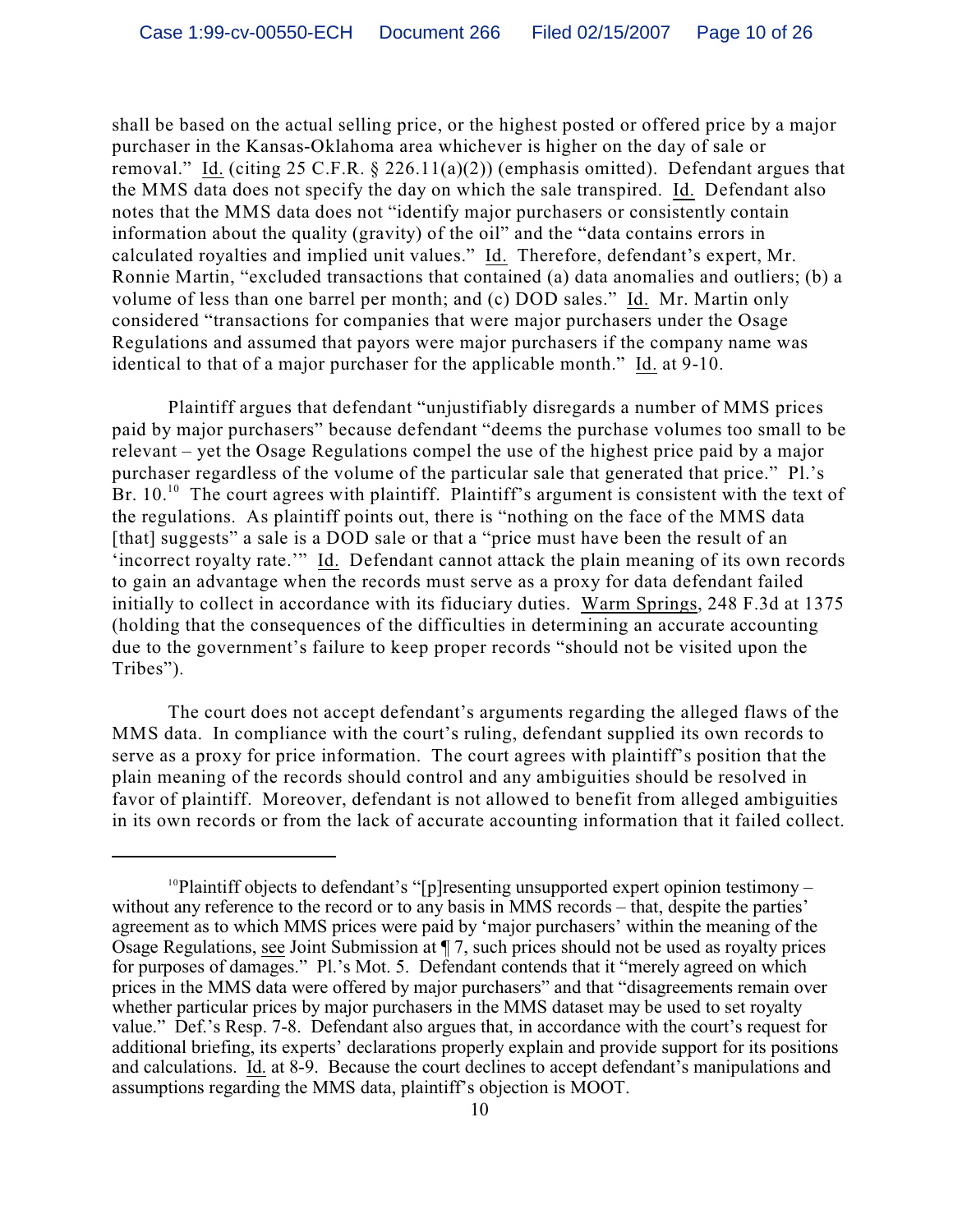shall be based on the actual selling price, or the highest posted or offered price by a major purchaser in the Kansas-Oklahoma area whichever is higher on the day of sale or removal." Id. (citing 25 C.F.R. § 226.11(a)(2)) (emphasis omitted). Defendant argues that the MMS data does not specify the day on which the sale transpired. Id. Defendant also notes that the MMS data does not "identify major purchasers or consistently contain information about the quality (gravity) of the oil" and the "data contains errors in calculated royalties and implied unit values." Id. Therefore, defendant's expert, Mr. Ronnie Martin, "excluded transactions that contained (a) data anomalies and outliers; (b) a volume of less than one barrel per month; and (c) DOD sales." Id. Mr. Martin only considered "transactions for companies that were major purchasers under the Osage Regulations and assumed that payors were major purchasers if the company name was identical to that of a major purchaser for the applicable month." Id. at 9-10.

Plaintiff argues that defendant "unjustifiably disregards a number of MMS prices paid by major purchasers" because defendant "deems the purchase volumes too small to be relevant – yet the Osage Regulations compel the use of the highest price paid by a major purchaser regardless of the volume of the particular sale that generated that price." Pl.'s Br. 10.[10] The court agrees with plaintiff. Plaintiff's argument is consistent with the text of the regulations. As plaintiff points out, there is "nothing on the face of the MMS data [that] suggests" a sale is a DOD sale or that a "price must have been the result of an 'incorrect royalty rate.'" Id. Defendant cannot attack the plain meaning of its own records to gain an advantage when the records must serve as a proxy for data defendant failed initially to collect in accordance with its fiduciary duties. Warm Springs, 248 F.3d at 1375 (holding that the consequences of the difficulties in determining an accurate accounting due to the government's failure to keep proper records "should not be visited upon the Tribes").

The court does not accept defendant's arguments regarding the alleged flaws of the MMS data. In compliance with the court's ruling, defendant supplied its own records to serve as a proxy for price information. The court agrees with plaintiff's position that the plain meaning of the records should control and any ambiguities should be resolved in favor of plaintiff. Moreover, defendant is not allowed to benefit from alleged ambiguities in its own records or from the lack of accurate accounting information that it failed collect.

---

[10]Plaintiff objects to defendant's "[p]resenting unsupported expert opinion testimony – without any reference to the record or to any basis in MMS records – that, despite the parties' agreement as to which MMS prices were paid by 'major purchasers' within the meaning of the Osage Regulations, see Joint Submission at ¶ 7, such prices should not be used as royalty prices for purposes of damages." Pl.'s Mot. 5. Defendant contends that it "merely agreed on which prices in the MMS data were offered by major purchasers" and that "disagreements remain over whether particular prices by major purchasers in the MMS dataset may be used to set royalty value." Def.'s Resp. 7-8. Defendant also argues that, in accordance with the court's request for additional briefing, its experts' declarations properly explain and provide support for its positions and calculations. Id. at 8-9. Because the court declines to accept defendant's manipulations and assumptions regarding the MMS data, plaintiff's objection is MOOT.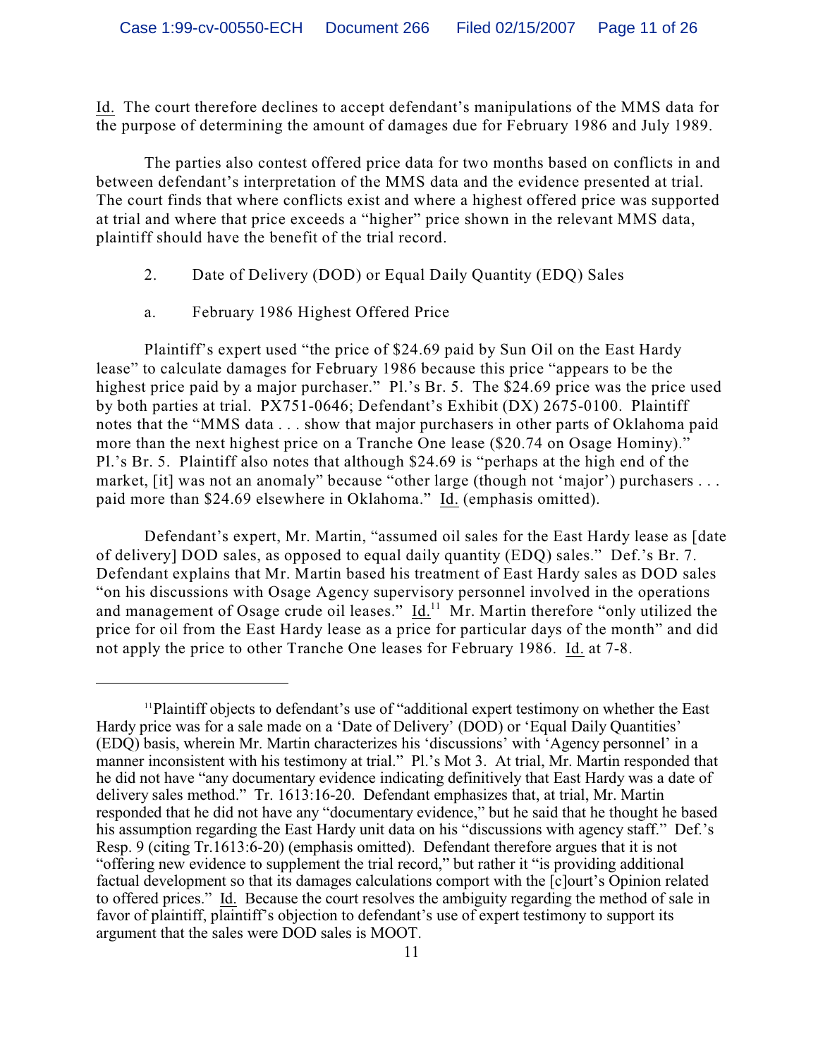Id. The court therefore declines to accept defendant's manipulations of the MMS data for the purpose of determining the amount of damages due for February 1986 and July 1989.

The parties also contest offered price data for two months based on conflicts in and between defendant's interpretation of the MMS data and the evidence presented at trial. The court finds that where conflicts exist and where a highest offered price was supported at trial and where that price exceeds a "higher" price shown in the relevant MMS data, plaintiff should have the benefit of the trial record.

2. Date of Delivery (DOD) or Equal Daily Quantity (EDQ) Sales

a. February 1986 Highest Offered Price

Plaintiff's expert used "the price of $24.69 paid by Sun Oil on the East Hardy lease" to calculate damages for February 1986 because this price "appears to be the highest price paid by a major purchaser." Pl.'s Br. 5. The $24.69 price was the price used by both parties at trial. PX751-0646; Defendant's Exhibit (DX) 2675-0100. Plaintiff notes that the "MMS data . . . show that major purchasers in other parts of Oklahoma paid more than the next highest price on a Tranche One lease ($20.74 on Osage Hominy)." Pl.'s Br. 5. Plaintiff also notes that although $24.69 is "perhaps at the high end of the market, [it] was not an anomaly" because "other large (though not 'major') purchasers . . . paid more than $24.69 elsewhere in Oklahoma." Id. (emphasis omitted).

Defendant's expert, Mr. Martin, "assumed oil sales for the East Hardy lease as [date of delivery] DOD sales, as opposed to equal daily quantity (EDQ) sales." Def.'s Br. 7. Defendant explains that Mr. Martin based his treatment of East Hardy sales as DOD sales "on his discussions with Osage Agency supervisory personnel involved in the operations and management of Osage crude oil leases." Id.[11] Mr. Martin therefore "only utilized the price for oil from the East Hardy lease as a price for particular days of the month" and did not apply the price to other Tranche One leases for February 1986. Id. at 7-8.

---

[11] Plaintiff objects to defendant's use of "additional expert testimony on whether the East Hardy price was for a sale made on a 'Date of Delivery' (DOD) or 'Equal Daily Quantities' (EDQ) basis, wherein Mr. Martin characterizes his 'discussions' with 'Agency personnel' in a manner inconsistent with his testimony at trial." Pl.'s Mot 3. At trial, Mr. Martin responded that he did not have "any documentary evidence indicating definitively that East Hardy was a date of delivery sales method." Tr. 1613:16-20. Defendant emphasizes that, at trial, Mr. Martin responded that he did not have any "documentary evidence," but he said that he thought he based his assumption regarding the East Hardy unit data on his "discussions with agency staff." Def.'s Resp. 9 (citing Tr.1613:6-20) (emphasis omitted). Defendant therefore argues that it is not "offering new evidence to supplement the trial record," but rather it "is providing additional factual development so that its damages calculations comport with the [c]ourt's Opinion related to offered prices." Id. Because the court resolves the ambiguity regarding the method of sale in favor of plaintiff, plaintiff's objection to defendant's use of expert testimony to support its argument that the sales were DOD sales is MOOT.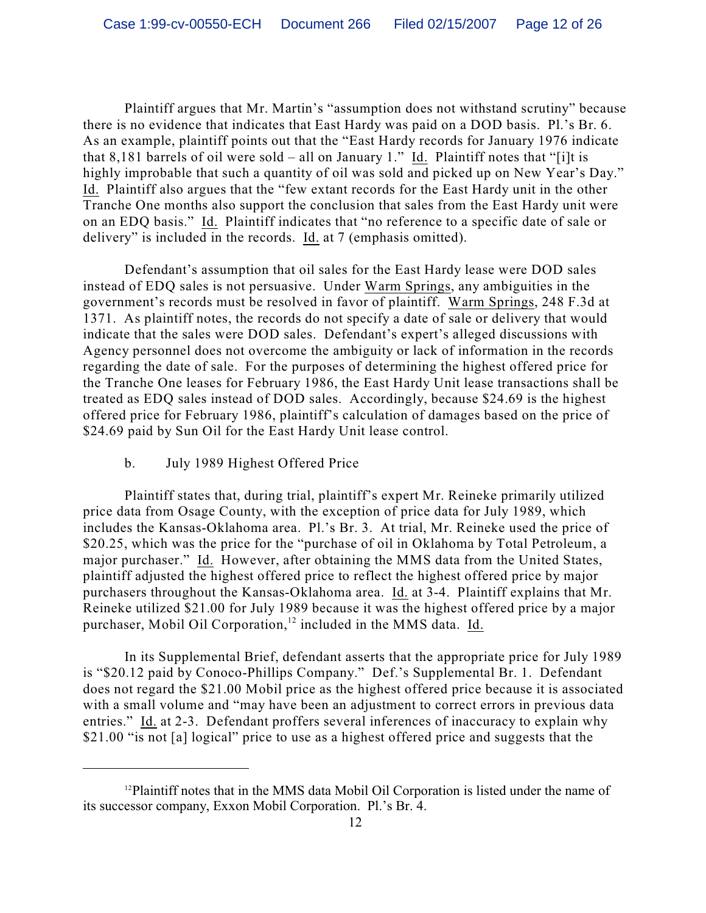Plaintiff argues that Mr. Martin's "assumption does not withstand scrutiny" because there is no evidence that indicates that East Hardy was paid on a DOD basis. Pl.'s Br. 6. As an example, plaintiff points out that the "East Hardy records for January 1976 indicate that 8,181 barrels of oil were sold – all on January 1." Id. Plaintiff notes that "[i]t is highly improbable that such a quantity of oil was sold and picked up on New Year's Day." Id. Plaintiff also argues that the "few extant records for the East Hardy unit in the other Tranche One months also support the conclusion that sales from the East Hardy unit were on an EDQ basis." Id. Plaintiff indicates that "no reference to a specific date of sale or delivery" is included in the records. Id. at 7 (emphasis omitted).

Defendant's assumption that oil sales for the East Hardy lease were DOD sales instead of EDQ sales is not persuasive. Under Warm Springs, any ambiguities in the government's records must be resolved in favor of plaintiff. Warm Springs, 248 F.3d at 1371. As plaintiff notes, the records do not specify a date of sale or delivery that would indicate that the sales were DOD sales. Defendant's expert's alleged discussions with Agency personnel does not overcome the ambiguity or lack of information in the records regarding the date of sale. For the purposes of determining the highest offered price for the Tranche One leases for February 1986, the East Hardy Unit lease transactions shall be treated as EDQ sales instead of DOD sales. Accordingly, because $24.69 is the highest offered price for February 1986, plaintiff's calculation of damages based on the price of $24.69 paid by Sun Oil for the East Hardy Unit lease control.

b. July 1989 Highest Offered Price

Plaintiff states that, during trial, plaintiff's expert Mr. Reineke primarily utilized price data from Osage County, with the exception of price data for July 1989, which includes the Kansas-Oklahoma area. Pl.'s Br. 3. At trial, Mr. Reineke used the price of $20.25, which was the price for the "purchase of oil in Oklahoma by Total Petroleum, a major purchaser." Id. However, after obtaining the MMS data from the United States, plaintiff adjusted the highest offered price to reflect the highest offered price by major purchasers throughout the Kansas-Oklahoma area. Id. at 3-4. Plaintiff explains that Mr. Reineke utilized $21.00 for July 1989 because it was the highest offered price by a major purchaser, Mobil Oil Corporation,[12] included in the MMS data. Id.

In its Supplemental Brief, defendant asserts that the appropriate price for July 1989 is "$20.12 paid by Conoco-Phillips Company." Def.'s Supplemental Br. 1. Defendant does not regard the $21.00 Mobil price as the highest offered price because it is associated with a small volume and "may have been an adjustment to correct errors in previous data entries." Id. at 2-3. Defendant proffers several inferences of inaccuracy to explain why $21.00 "is not [a] logical" price to use as a highest offered price and suggests that the

---

[12]Plaintiff notes that in the MMS data Mobil Oil Corporation is listed under the name of its successor company, Exxon Mobil Corporation. Pl.'s Br. 4.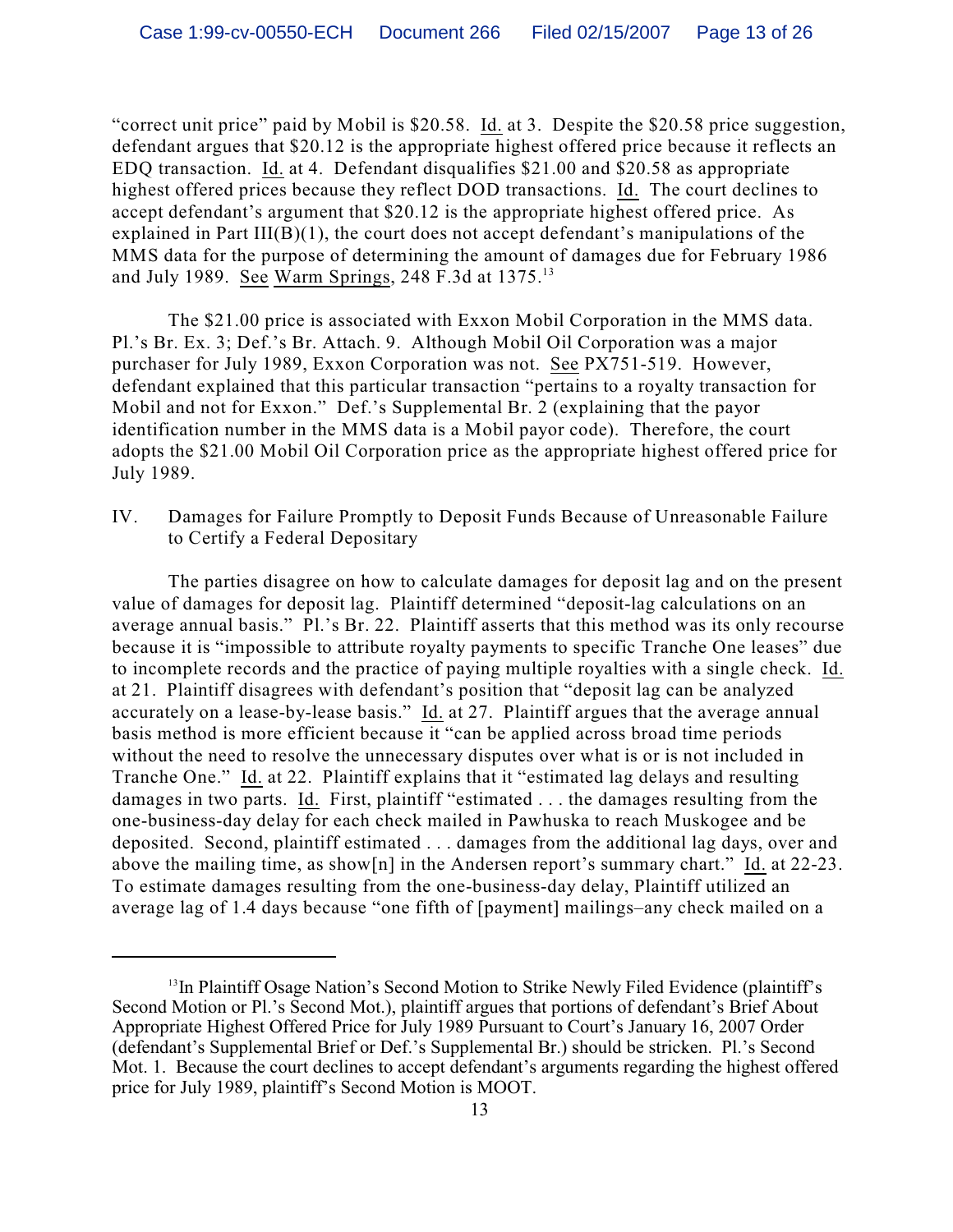"correct unit price" paid by Mobil is $20.58. Id. at 3. Despite the $20.58 price suggestion, defendant argues that $20.12 is the appropriate highest offered price because it reflects an EDQ transaction. Id. at 4. Defendant disqualifies $21.00 and $20.58 as appropriate highest offered prices because they reflect DOD transactions. Id. The court declines to accept defendant's argument that $20.12 is the appropriate highest offered price. As explained in Part III(B)(1), the court does not accept defendant's manipulations of the MMS data for the purpose of determining the amount of damages due for February 1986 and July 1989. See Warm Springs, 248 F.3d at 1375.[13]

The $21.00 price is associated with Exxon Mobil Corporation in the MMS data. Pl.'s Br. Ex. 3; Def.'s Br. Attach. 9. Although Mobil Oil Corporation was a major purchaser for July 1989, Exxon Corporation was not. See PX751-519. However, defendant explained that this particular transaction "pertains to a royalty transaction for Mobil and not for Exxon." Def.'s Supplemental Br. 2 (explaining that the payor identification number in the MMS data is a Mobil payor code). Therefore, the court adopts the $21.00 Mobil Oil Corporation price as the appropriate highest offered price for July 1989.

## IV. Damages for Failure Promptly to Deposit Funds Because of Unreasonable Failure to Certify a Federal Depositary

The parties disagree on how to calculate damages for deposit lag and on the present value of damages for deposit lag. Plaintiff determined "deposit-lag calculations on an average annual basis." Pl.'s Br. 22. Plaintiff asserts that this method was its only recourse because it is "impossible to attribute royalty payments to specific Tranche One leases" due to incomplete records and the practice of paying multiple royalties with a single check. Id. at 21. Plaintiff disagrees with defendant's position that "deposit lag can be analyzed accurately on a lease-by-lease basis." Id. at 27. Plaintiff argues that the average annual basis method is more efficient because it "can be applied across broad time periods without the need to resolve the unnecessary disputes over what is or is not included in Tranche One." Id. at 22. Plaintiff explains that it "estimated lag delays and resulting damages in two parts. Id. First, plaintiff "estimated . . . the damages resulting from the one-business-day delay for each check mailed in Pawhuska to reach Muskogee and be deposited. Second, plaintiff estimated . . . damages from the additional lag days, over and above the mailing time, as show[n] in the Andersen report's summary chart." Id. at 22-23. To estimate damages resulting from the one-business-day delay, Plaintiff utilized an average lag of 1.4 days because "one fifth of [payment] mailings–any check mailed on a

---

[13] In Plaintiff Osage Nation's Second Motion to Strike Newly Filed Evidence (plaintiff's Second Motion or Pl.'s Second Mot.), plaintiff argues that portions of defendant's Brief About Appropriate Highest Offered Price for July 1989 Pursuant to Court's January 16, 2007 Order (defendant's Supplemental Brief or Def.'s Supplemental Br.) should be stricken. Pl.'s Second Mot. 1. Because the court declines to accept defendant's arguments regarding the highest offered price for July 1989, plaintiff's Second Motion is MOOT.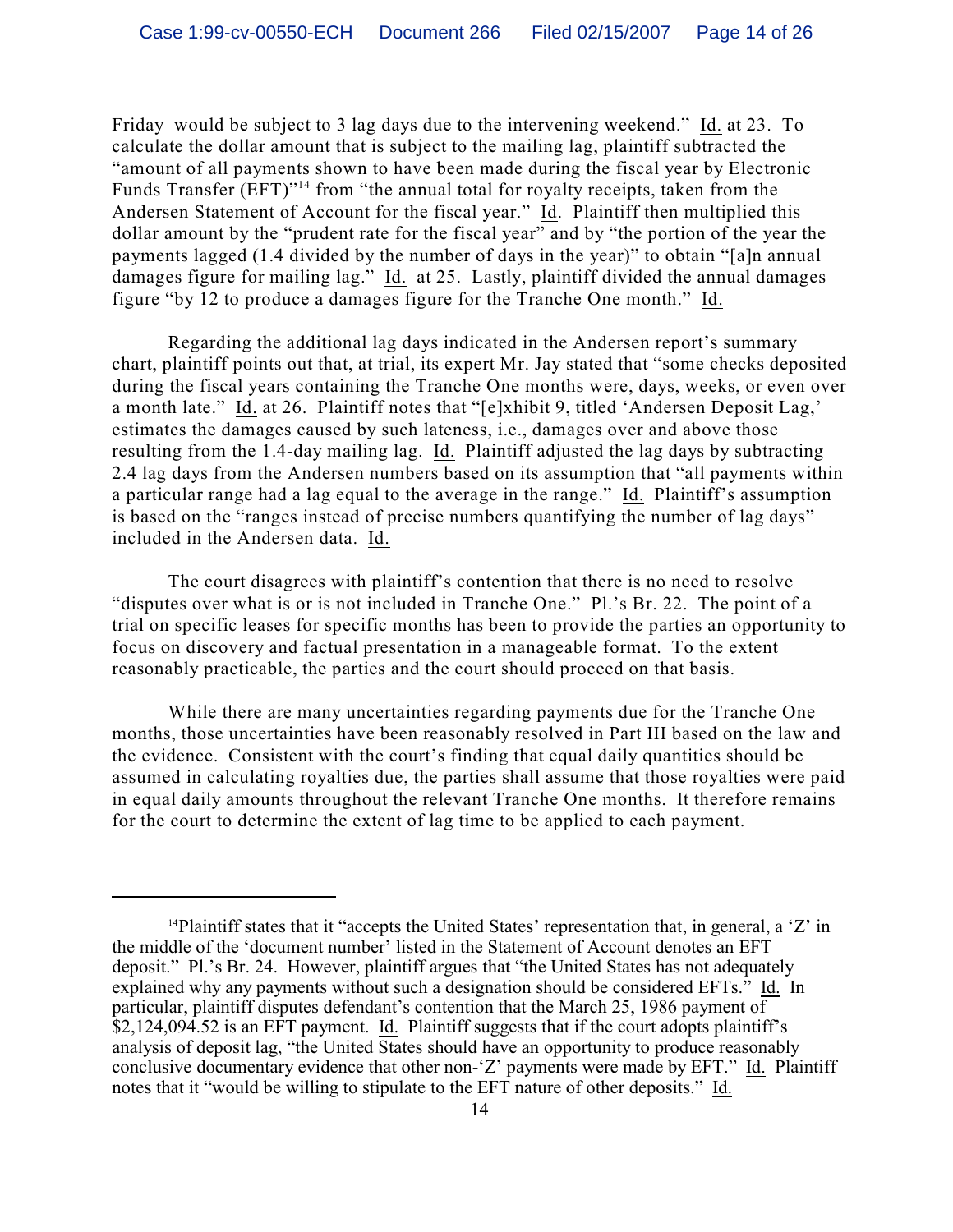Friday–would be subject to 3 lag days due to the intervening weekend." Id. at 23. To calculate the dollar amount that is subject to the mailing lag, plaintiff subtracted the "amount of all payments shown to have been made during the fiscal year by Electronic Funds Transfer (EFT)"[14] from "the annual total for royalty receipts, taken from the Andersen Statement of Account for the fiscal year." Id. Plaintiff then multiplied this dollar amount by the "prudent rate for the fiscal year" and by "the portion of the year the payments lagged (1.4 divided by the number of days in the year)" to obtain "[a]n annual damages figure for mailing lag." Id. at 25. Lastly, plaintiff divided the annual damages figure "by 12 to produce a damages figure for the Tranche One month." Id.

Regarding the additional lag days indicated in the Andersen report's summary chart, plaintiff points out that, at trial, its expert Mr. Jay stated that "some checks deposited during the fiscal years containing the Tranche One months were, days, weeks, or even over a month late." Id. at 26. Plaintiff notes that "[e]xhibit 9, titled 'Andersen Deposit Lag,' estimates the damages caused by such lateness, i.e., damages over and above those resulting from the 1.4-day mailing lag. Id. Plaintiff adjusted the lag days by subtracting 2.4 lag days from the Andersen numbers based on its assumption that "all payments within a particular range had a lag equal to the average in the range." Id. Plaintiff's assumption is based on the "ranges instead of precise numbers quantifying the number of lag days" included in the Andersen data. Id.

The court disagrees with plaintiff's contention that there is no need to resolve "disputes over what is or is not included in Tranche One." Pl.'s Br. 22. The point of a trial on specific leases for specific months has been to provide the parties an opportunity to focus on discovery and factual presentation in a manageable format. To the extent reasonably practicable, the parties and the court should proceed on that basis.

While there are many uncertainties regarding payments due for the Tranche One months, those uncertainties have been reasonably resolved in Part III based on the law and the evidence. Consistent with the court's finding that equal daily quantities should be assumed in calculating royalties due, the parties shall assume that those royalties were paid in equal daily amounts throughout the relevant Tranche One months. It therefore remains for the court to determine the extent of lag time to be applied to each payment.

---

[14] Plaintiff states that it "accepts the United States' representation that, in general, a 'Z' in the middle of the 'document number' listed in the Statement of Account denotes an EFT deposit." Pl.'s Br. 24. However, plaintiff argues that "the United States has not adequately explained why any payments without such a designation should be considered EFTs." Id. In particular, plaintiff disputes defendant's contention that the March 25, 1986 payment of $2,124,094.52 is an EFT payment. Id. Plaintiff suggests that if the court adopts plaintiff's analysis of deposit lag, "the United States should have an opportunity to produce reasonably conclusive documentary evidence that other non-'Z' payments were made by EFT." Id. Plaintiff notes that it "would be willing to stipulate to the EFT nature of other deposits." Id.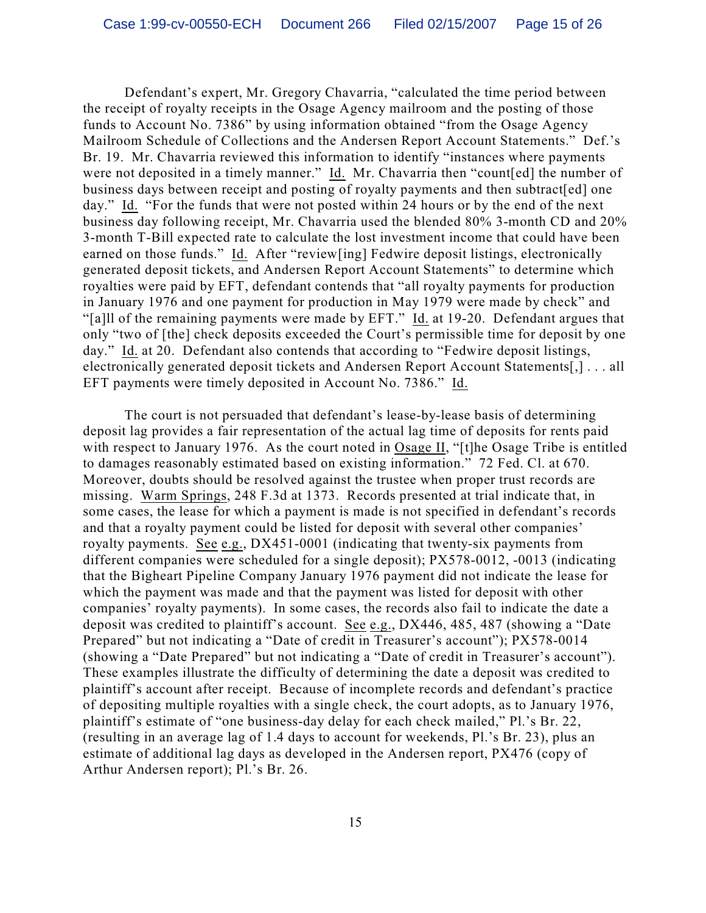Defendant's expert, Mr. Gregory Chavarria, "calculated the time period between the receipt of royalty receipts in the Osage Agency mailroom and the posting of those funds to Account No. 7386" by using information obtained "from the Osage Agency Mailroom Schedule of Collections and the Andersen Report Account Statements." Def.'s Br. 19. Mr. Chavarria reviewed this information to identify "instances where payments were not deposited in a timely manner." Id. Mr. Chavarria then "count[ed] the number of business days between receipt and posting of royalty payments and then subtract[ed] one day." Id. "For the funds that were not posted within 24 hours or by the end of the next business day following receipt, Mr. Chavarria used the blended 80% 3-month CD and 20% 3-month T-Bill expected rate to calculate the lost investment income that could have been earned on those funds." Id. After "review[ing] Fedwire deposit listings, electronically generated deposit tickets, and Andersen Report Account Statements" to determine which royalties were paid by EFT, defendant contends that "all royalty payments for production in January 1976 and one payment for production in May 1979 were made by check" and "[a]ll of the remaining payments were made by EFT." Id. at 19-20. Defendant argues that only "two of [the] check deposits exceeded the Court's permissible time for deposit by one day." Id. at 20. Defendant also contends that according to "Fedwire deposit listings, electronically generated deposit tickets and Andersen Report Account Statements[,] . . . all EFT payments were timely deposited in Account No. 7386." Id.

The court is not persuaded that defendant's lease-by-lease basis of determining deposit lag provides a fair representation of the actual lag time of deposits for rents paid with respect to January 1976. As the court noted in Osage II, "[t]he Osage Tribe is entitled to damages reasonably estimated based on existing information." 72 Fed. Cl. at 670. Moreover, doubts should be resolved against the trustee when proper trust records are missing. Warm Springs, 248 F.3d at 1373. Records presented at trial indicate that, in some cases, the lease for which a payment is made is not specified in defendant's records and that a royalty payment could be listed for deposit with several other companies' royalty payments. See e.g., DX451-0001 (indicating that twenty-six payments from different companies were scheduled for a single deposit); PX578-0012, -0013 (indicating that the Bigheart Pipeline Company January 1976 payment did not indicate the lease for which the payment was made and that the payment was listed for deposit with other companies' royalty payments). In some cases, the records also fail to indicate the date a deposit was credited to plaintiff's account. See e.g., DX446, 485, 487 (showing a "Date Prepared" but not indicating a "Date of credit in Treasurer's account"); PX578-0014 (showing a "Date Prepared" but not indicating a "Date of credit in Treasurer's account"). These examples illustrate the difficulty of determining the date a deposit was credited to plaintiff's account after receipt. Because of incomplete records and defendant's practice of depositing multiple royalties with a single check, the court adopts, as to January 1976, plaintiff's estimate of "one business-day delay for each check mailed," Pl.'s Br. 22, (resulting in an average lag of 1.4 days to account for weekends, Pl.'s Br. 23), plus an estimate of additional lag days as developed in the Andersen report, PX476 (copy of Arthur Andersen report); Pl.'s Br. 26.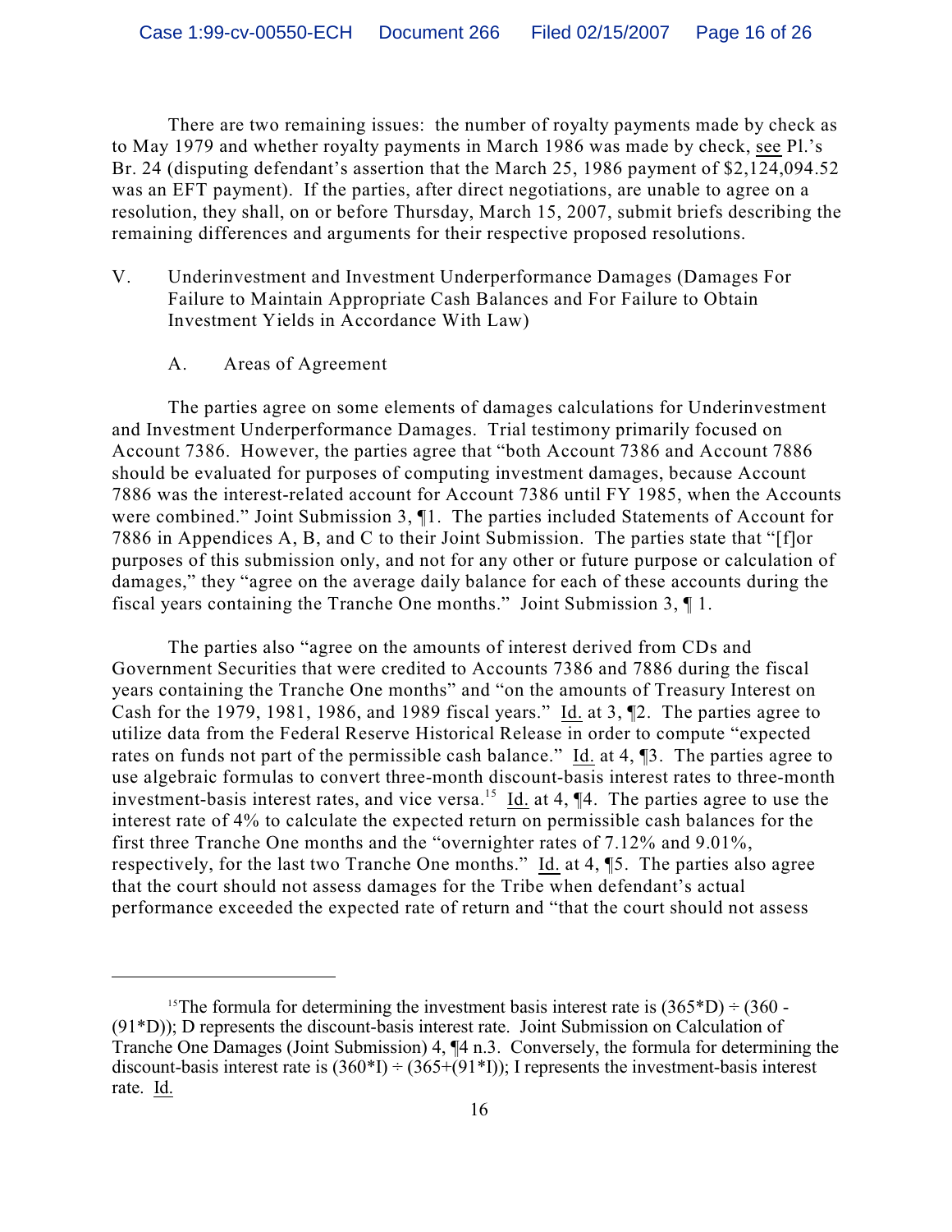There are two remaining issues: the number of royalty payments made by check as to May 1979 and whether royalty payments in March 1986 was made by check, see Pl.'s Br. 24 (disputing defendant's assertion that the March 25, 1986 payment of $2,124,094.52 was an EFT payment). If the parties, after direct negotiations, are unable to agree on a resolution, they shall, on or before Thursday, March 15, 2007, submit briefs describing the remaining differences and arguments for their respective proposed resolutions.

## V. Underinvestment and Investment Underperformance Damages (Damages For Failure to Maintain Appropriate Cash Balances and For Failure to Obtain Investment Yields in Accordance With Law)

### A. Areas of Agreement

The parties agree on some elements of damages calculations for Underinvestment and Investment Underperformance Damages. Trial testimony primarily focused on Account 7386. However, the parties agree that "both Account 7386 and Account 7886 should be evaluated for purposes of computing investment damages, because Account 7886 was the interest-related account for Account 7386 until FY 1985, when the Accounts were combined." Joint Submission 3, ¶1. The parties included Statements of Account for 7886 in Appendices A, B, and C to their Joint Submission. The parties state that "[f]or purposes of this submission only, and not for any other or future purpose or calculation of damages," they "agree on the average daily balance for each of these accounts during the fiscal years containing the Tranche One months." Joint Submission 3, ¶ 1.

The parties also "agree on the amounts of interest derived from CDs and Government Securities that were credited to Accounts 7386 and 7886 during the fiscal years containing the Tranche One months" and "on the amounts of Treasury Interest on Cash for the 1979, 1981, 1986, and 1989 fiscal years." Id. at 3, ¶2. The parties agree to utilize data from the Federal Reserve Historical Release in order to compute "expected rates on funds not part of the permissible cash balance." Id. at 4, ¶3. The parties agree to use algebraic formulas to convert three-month discount-basis interest rates to three-month investment-basis interest rates, and vice versa.[15] Id. at 4, ¶4. The parties agree to use the interest rate of 4% to calculate the expected return on permissible cash balances for the first three Tranche One months and the "overnighter rates of 7.12% and 9.01%, respectively, for the last two Tranche One months." Id. at 4, ¶5. The parties also agree that the court should not assess damages for the Tribe when defendant's actual performance exceeded the expected rate of return and "that the court should not assess

---

[15] The formula for determining the investment basis interest rate is $(365*D) \div (360 - (91*D))$; D represents the discount-basis interest rate. Joint Submission on Calculation of Tranche One Damages (Joint Submission) 4, ¶4 n.3. Conversely, the formula for determining the discount-basis interest rate is $(360*I) \div (365+(91*I))$; I represents the investment-basis interest rate. Id.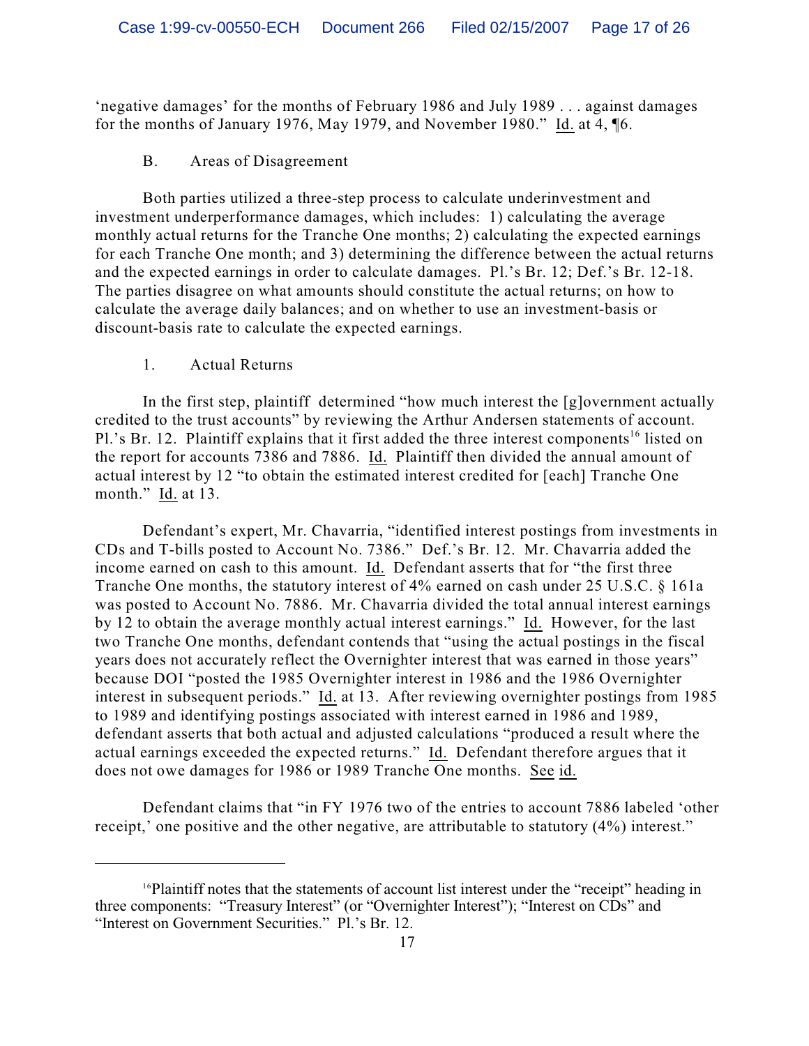'negative damages' for the months of February 1986 and July 1989 . . . against damages for the months of January 1976, May 1979, and November 1980." Id. at 4, ¶6.

B. Areas of Disagreement

Both parties utilized a three-step process to calculate underinvestment and investment underperformance damages, which includes: 1) calculating the average monthly actual returns for the Tranche One months; 2) calculating the expected earnings for each Tranche One month; and 3) determining the difference between the actual returns and the expected earnings in order to calculate damages. Pl.'s Br. 12; Def.'s Br. 12-18. The parties disagree on what amounts should constitute the actual returns; on how to calculate the average daily balances; and on whether to use an investment-basis or discount-basis rate to calculate the expected earnings.

1. Actual Returns

In the first step, plaintiff determined "how much interest the [g]overnment actually credited to the trust accounts" by reviewing the Arthur Andersen statements of account. Pl.'s Br. 12. Plaintiff explains that it first added the three interest components[16] listed on the report for accounts 7386 and 7886. Id. Plaintiff then divided the annual amount of actual interest by 12 "to obtain the estimated interest credited for [each] Tranche One month." Id. at 13.

Defendant's expert, Mr. Chavarria, "identified interest postings from investments in CDs and T-bills posted to Account No. 7386." Def.'s Br. 12. Mr. Chavarria added the income earned on cash to this amount. Id. Defendant asserts that for "the first three Tranche One months, the statutory interest of 4% earned on cash under 25 U.S.C. § 161a was posted to Account No. 7886. Mr. Chavarria divided the total annual interest earnings by 12 to obtain the average monthly actual interest earnings." Id. However, for the last two Tranche One months, defendant contends that "using the actual postings in the fiscal years does not accurately reflect the Overnighter interest that was earned in those years" because DOI "posted the 1985 Overnighter interest in 1986 and the 1986 Overnighter interest in subsequent periods." Id. at 13. After reviewing overnighter postings from 1985 to 1989 and identifying postings associated with interest earned in 1986 and 1989, defendant asserts that both actual and adjusted calculations "produced a result where the actual earnings exceeded the expected returns." Id. Defendant therefore argues that it does not owe damages for 1986 or 1989 Tranche One months. See id.

Defendant claims that "in FY 1976 two of the entries to account 7886 labeled 'other receipt,' one positive and the other negative, are attributable to statutory (4%) interest."

---

[16] Plaintiff notes that the statements of account list interest under the "receipt" heading in three components: "Treasury Interest" (or "Overnighter Interest"); "Interest on CDs" and "Interest on Government Securities." Pl.'s Br. 12.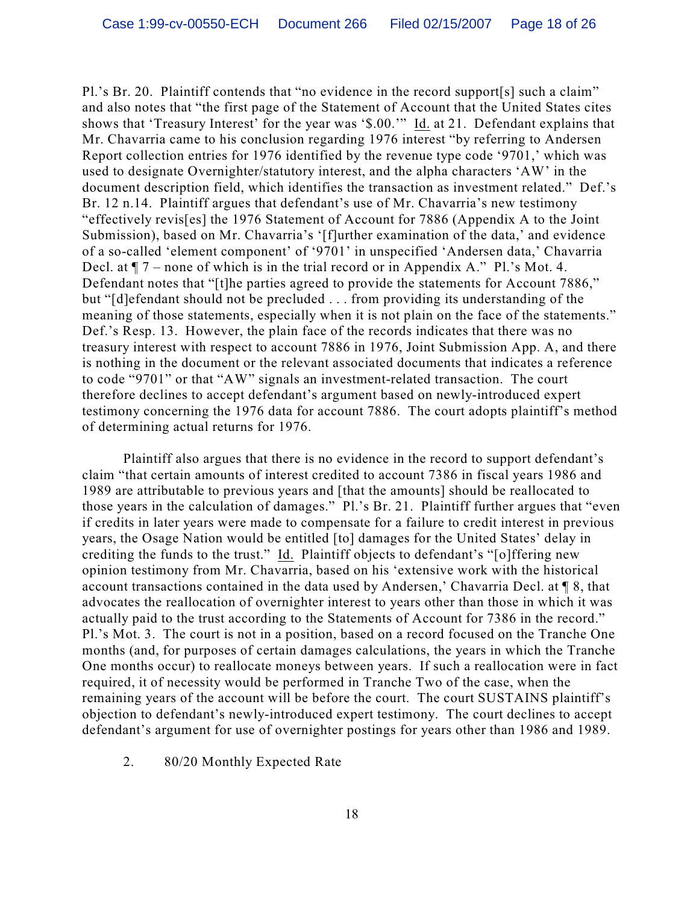Pl.'s Br. 20. Plaintiff contends that "no evidence in the record support[s] such a claim" and also notes that "the first page of the Statement of Account that the United States cites shows that 'Treasury Interest' for the year was '$.00.'" Id. at 21. Defendant explains that Mr. Chavarria came to his conclusion regarding 1976 interest "by referring to Andersen Report collection entries for 1976 identified by the revenue type code '9701,' which was used to designate Overnighter/statutory interest, and the alpha characters 'AW' in the document description field, which identifies the transaction as investment related." Def.'s Br. 12 n.14. Plaintiff argues that defendant's use of Mr. Chavarria's new testimony "effectively revis[es] the 1976 Statement of Account for 7886 (Appendix A to the Joint Submission), based on Mr. Chavarria's '[f]urther examination of the data,' and evidence of a so-called 'element component' of '9701' in unspecified 'Andersen data,' Chavarria Decl. at ¶ 7 – none of which is in the trial record or in Appendix A." Pl.'s Mot. 4. Defendant notes that "[t]he parties agreed to provide the statements for Account 7886," but "[d]efendant should not be precluded . . . from providing its understanding of the meaning of those statements, especially when it is not plain on the face of the statements." Def.'s Resp. 13. However, the plain face of the records indicates that there was no treasury interest with respect to account 7886 in 1976, Joint Submission App. A, and there is nothing in the document or the relevant associated documents that indicates a reference to code "9701" or that "AW" signals an investment-related transaction. The court therefore declines to accept defendant's argument based on newly-introduced expert testimony concerning the 1976 data for account 7886. The court adopts plaintiff's method of determining actual returns for 1976.

Plaintiff also argues that there is no evidence in the record to support defendant's claim "that certain amounts of interest credited to account 7386 in fiscal years 1986 and 1989 are attributable to previous years and [that the amounts] should be reallocated to those years in the calculation of damages." Pl.'s Br. 21. Plaintiff further argues that "even if credits in later years were made to compensate for a failure to credit interest in previous years, the Osage Nation would be entitled [to] damages for the United States' delay in crediting the funds to the trust." Id. Plaintiff objects to defendant's "[o]ffering new opinion testimony from Mr. Chavarria, based on his 'extensive work with the historical account transactions contained in the data used by Andersen,' Chavarria Decl. at ¶ 8, that advocates the reallocation of overnighter interest to years other than those in which it was actually paid to the trust according to the Statements of Account for 7386 in the record." Pl.'s Mot. 3. The court is not in a position, based on a record focused on the Tranche One months (and, for purposes of certain damages calculations, the years in which the Tranche One months occur) to reallocate moneys between years. If such a reallocation were in fact required, it of necessity would be performed in Tranche Two of the case, when the remaining years of the account will be before the court. The court SUSTAINS plaintiff's objection to defendant's newly-introduced expert testimony. The court declines to accept defendant's argument for use of overnighter postings for years other than 1986 and 1989.

2. 80/20 Monthly Expected Rate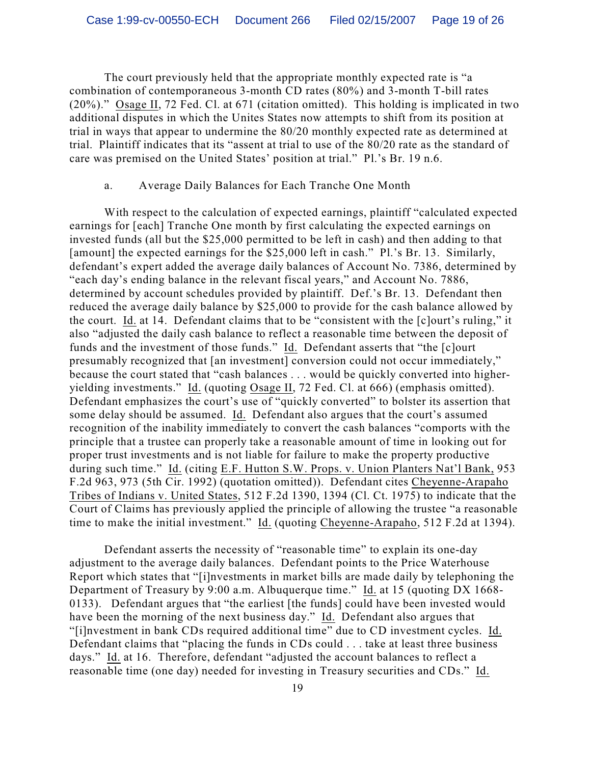The court previously held that the appropriate monthly expected rate is "a combination of contemporaneous 3-month CD rates (80%) and 3-month T-bill rates (20%)." Osage II, 72 Fed. Cl. at 671 (citation omitted). This holding is implicated in two additional disputes in which the Unites States now attempts to shift from its position at trial in ways that appear to undermine the 80/20 monthly expected rate as determined at trial. Plaintiff indicates that its "assent at trial to use of the 80/20 rate as the standard of care was premised on the United States' position at trial." Pl.'s Br. 19 n.6.

a. Average Daily Balances for Each Tranche One Month

With respect to the calculation of expected earnings, plaintiff "calculated expected earnings for [each] Tranche One month by first calculating the expected earnings on invested funds (all but the $25,000 permitted to be left in cash) and then adding to that [amount] the expected earnings for the $25,000 left in cash." Pl.'s Br. 13. Similarly, defendant's expert added the average daily balances of Account No. 7386, determined by "each day's ending balance in the relevant fiscal years," and Account No. 7886, determined by account schedules provided by plaintiff. Def.'s Br. 13. Defendant then reduced the average daily balance by $25,000 to provide for the cash balance allowed by the court. Id. at 14. Defendant claims that to be "consistent with the [c]ourt's ruling," it also "adjusted the daily cash balance to reflect a reasonable time between the deposit of funds and the investment of those funds." Id. Defendant asserts that "the [c]ourt presumably recognized that [an investment] conversion could not occur immediately," because the court stated that "cash balances . . . would be quickly converted into higher-yielding investments." Id. (quoting Osage II, 72 Fed. Cl. at 666) (emphasis omitted). Defendant emphasizes the court's use of "quickly converted" to bolster its assertion that some delay should be assumed. Id. Defendant also argues that the court's assumed recognition of the inability immediately to convert the cash balances "comports with the principle that a trustee can properly take a reasonable amount of time in looking out for proper trust investments and is not liable for failure to make the property productive during such time." Id. (citing E.F. Hutton S.W. Props. v. Union Planters Nat'l Bank, 953 F.2d 963, 973 (5th Cir. 1992) (quotation omitted)). Defendant cites Cheyenne-Arapaho Tribes of Indians v. United States, 512 F.2d 1390, 1394 (Cl. Ct. 1975) to indicate that the Court of Claims has previously applied the principle of allowing the trustee "a reasonable time to make the initial investment." Id. (quoting Cheyenne-Arapaho, 512 F.2d at 1394).

Defendant asserts the necessity of "reasonable time" to explain its one-day adjustment to the average daily balances. Defendant points to the Price Waterhouse Report which states that "[i]nvestments in market bills are made daily by telephoning the Department of Treasury by 9:00 a.m. Albuquerque time." Id. at 15 (quoting DX 1668-0133). Defendant argues that "the earliest [the funds] could have been invested would have been the morning of the next business day." Id. Defendant also argues that "[i]nvestment in bank CDs required additional time" due to CD investment cycles. Id. Defendant claims that "placing the funds in CDs could . . . take at least three business days." Id. at 16. Therefore, defendant "adjusted the account balances to reflect a reasonable time (one day) needed for investing in Treasury securities and CDs." Id.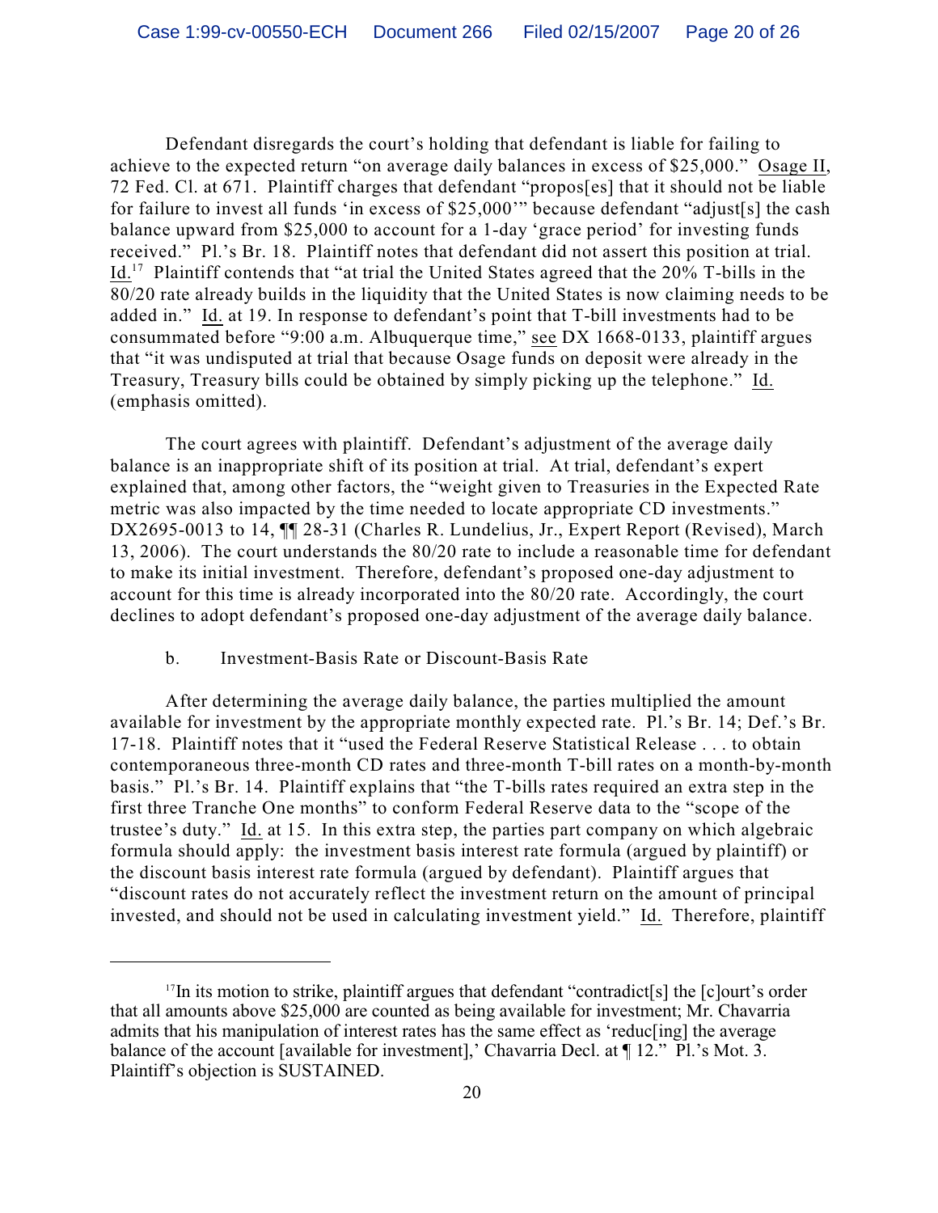Defendant disregards the court's holding that defendant is liable for failing to achieve to the expected return "on average daily balances in excess of $25,000." Osage II, 72 Fed. Cl. at 671. Plaintiff charges that defendant "propos[es] that it should not be liable for failure to invest all funds 'in excess of $25,000'" because defendant "adjust[s] the cash balance upward from $25,000 to account for a 1-day 'grace period' for investing funds received." Pl.'s Br. 18. Plaintiff notes that defendant did not assert this position at trial. Id.[17] Plaintiff contends that "at trial the United States agreed that the 20% T-bills in the 80/20 rate already builds in the liquidity that the United States is now claiming needs to be added in." Id. at 19. In response to defendant's point that T-bill investments had to be consummated before "9:00 a.m. Albuquerque time," see DX 1668-0133, plaintiff argues that "it was undisputed at trial that because Osage funds on deposit were already in the Treasury, Treasury bills could be obtained by simply picking up the telephone." Id. (emphasis omitted).

The court agrees with plaintiff. Defendant's adjustment of the average daily balance is an inappropriate shift of its position at trial. At trial, defendant's expert explained that, among other factors, the "weight given to Treasuries in the Expected Rate metric was also impacted by the time needed to locate appropriate CD investments." DX2695-0013 to 14, ¶¶ 28-31 (Charles R. Lundelius, Jr., Expert Report (Revised), March 13, 2006). The court understands the 80/20 rate to include a reasonable time for defendant to make its initial investment. Therefore, defendant's proposed one-day adjustment to account for this time is already incorporated into the 80/20 rate. Accordingly, the court declines to adopt defendant's proposed one-day adjustment of the average daily balance.

b. Investment-Basis Rate or Discount-Basis Rate

After determining the average daily balance, the parties multiplied the amount available for investment by the appropriate monthly expected rate. Pl.'s Br. 14; Def.'s Br. 17-18. Plaintiff notes that it "used the Federal Reserve Statistical Release . . . to obtain contemporaneous three-month CD rates and three-month T-bill rates on a month-by-month basis." Pl.'s Br. 14. Plaintiff explains that "the T-bills rates required an extra step in the first three Tranche One months" to conform Federal Reserve data to the "scope of the trustee's duty." Id. at 15. In this extra step, the parties part company on which algebraic formula should apply: the investment basis interest rate formula (argued by plaintiff) or the discount basis interest rate formula (argued by defendant). Plaintiff argues that "discount rates do not accurately reflect the investment return on the amount of principal invested, and should not be used in calculating investment yield." Id. Therefore, plaintiff

[17] In its motion to strike, plaintiff argues that defendant "contradict[s] the [c]ourt's order that all amounts above $25,000 are counted as being available for investment; Mr. Chavarria admits that his manipulation of interest rates has the same effect as 'reduc[ing] the average balance of the account [available for investment],' Chavarria Decl. at ¶ 12." Pl.'s Mot. 3. Plaintiff's objection is SUSTAINED.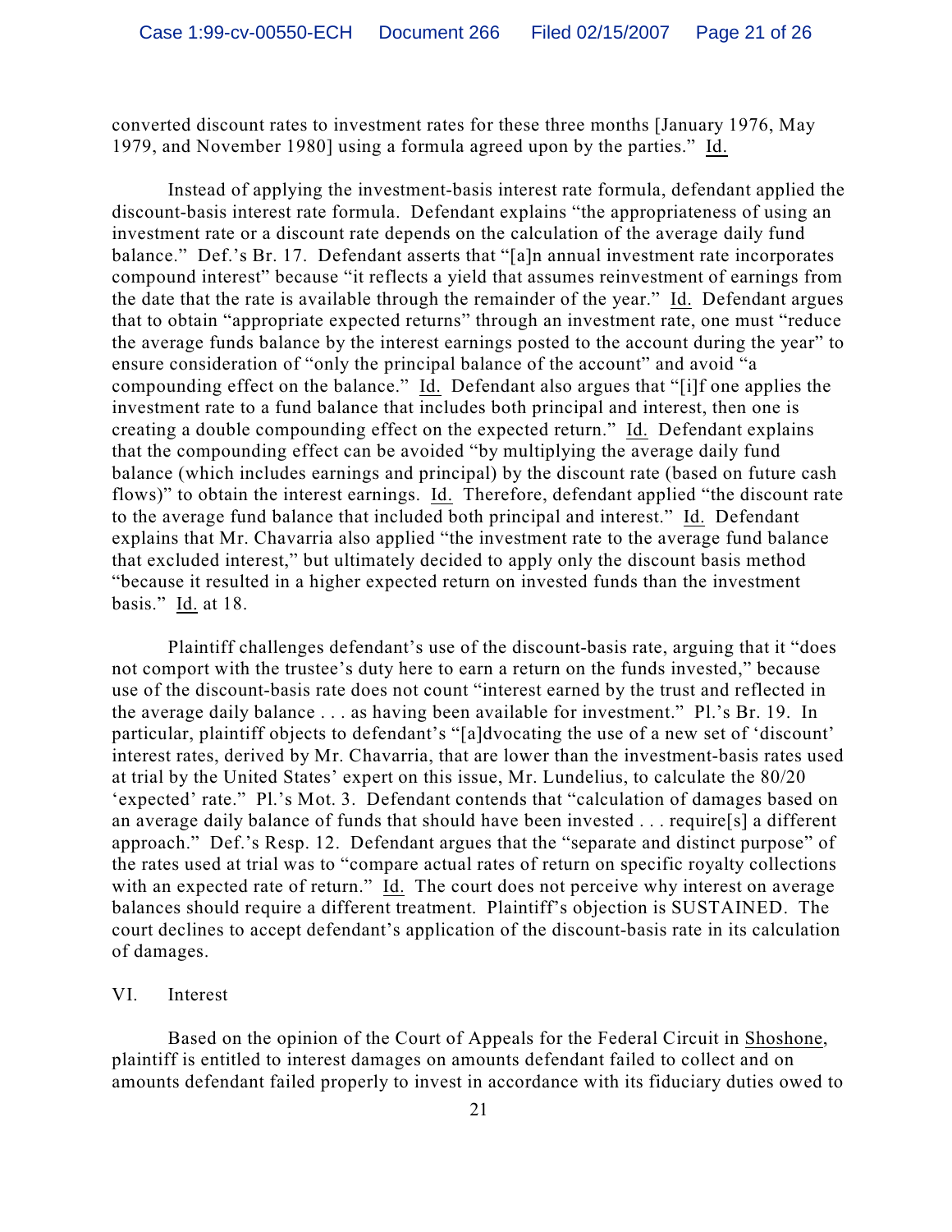converted discount rates to investment rates for these three months [January 1976, May 1979, and November 1980] using a formula agreed upon by the parties." Id.

Instead of applying the investment-basis interest rate formula, defendant applied the discount-basis interest rate formula. Defendant explains "the appropriateness of using an investment rate or a discount rate depends on the calculation of the average daily fund balance." Def.'s Br. 17. Defendant asserts that "[a]n annual investment rate incorporates compound interest" because "it reflects a yield that assumes reinvestment of earnings from the date that the rate is available through the remainder of the year." Id. Defendant argues that to obtain "appropriate expected returns" through an investment rate, one must "reduce the average funds balance by the interest earnings posted to the account during the year" to ensure consideration of "only the principal balance of the account" and avoid "a compounding effect on the balance." Id. Defendant also argues that "[i]f one applies the investment rate to a fund balance that includes both principal and interest, then one is creating a double compounding effect on the expected return." Id. Defendant explains that the compounding effect can be avoided "by multiplying the average daily fund balance (which includes earnings and principal) by the discount rate (based on future cash flows)" to obtain the interest earnings. Id. Therefore, defendant applied "the discount rate to the average fund balance that included both principal and interest." Id. Defendant explains that Mr. Chavarria also applied "the investment rate to the average fund balance that excluded interest," but ultimately decided to apply only the discount basis method "because it resulted in a higher expected return on invested funds than the investment basis." Id. at 18.

Plaintiff challenges defendant's use of the discount-basis rate, arguing that it "does not comport with the trustee's duty here to earn a return on the funds invested," because use of the discount-basis rate does not count "interest earned by the trust and reflected in the average daily balance . . . as having been available for investment." Pl.'s Br. 19. In particular, plaintiff objects to defendant's "[a]dvocating the use of a new set of 'discount' interest rates, derived by Mr. Chavarria, that are lower than the investment-basis rates used at trial by the United States' expert on this issue, Mr. Lundelius, to calculate the 80/20 'expected' rate." Pl.'s Mot. 3. Defendant contends that "calculation of damages based on an average daily balance of funds that should have been invested . . . require[s] a different approach." Def.'s Resp. 12. Defendant argues that the "separate and distinct purpose" of the rates used at trial was to "compare actual rates of return on specific royalty collections with an expected rate of return." Id. The court does not perceive why interest on average balances should require a different treatment. Plaintiff's objection is SUSTAINED. The court declines to accept defendant's application of the discount-basis rate in its calculation of damages.

## VI. Interest

Based on the opinion of the Court of Appeals for the Federal Circuit in Shoshone, plaintiff is entitled to interest damages on amounts defendant failed to collect and on amounts defendant failed properly to invest in accordance with its fiduciary duties owed to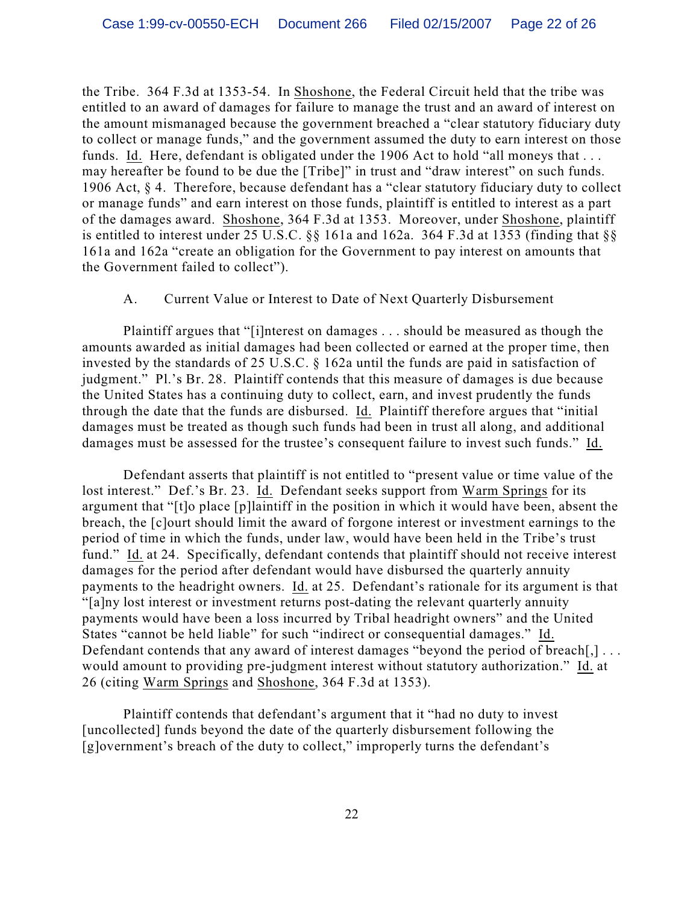the Tribe. 364 F.3d at 1353-54. In Shoshone, the Federal Circuit held that the tribe was entitled to an award of damages for failure to manage the trust and an award of interest on the amount mismanaged because the government breached a "clear statutory fiduciary duty to collect or manage funds," and the government assumed the duty to earn interest on those funds. Id. Here, defendant is obligated under the 1906 Act to hold "all moneys that . . . may hereafter be found to be due the [Tribe]" in trust and "draw interest" on such funds. 1906 Act, § 4. Therefore, because defendant has a "clear statutory fiduciary duty to collect or manage funds" and earn interest on those funds, plaintiff is entitled to interest as a part of the damages award. Shoshone, 364 F.3d at 1353. Moreover, under Shoshone, plaintiff is entitled to interest under 25 U.S.C. §§ 161a and 162a. 364 F.3d at 1353 (finding that §§ 161a and 162a "create an obligation for the Government to pay interest on amounts that the Government failed to collect").

A. Current Value or Interest to Date of Next Quarterly Disbursement

Plaintiff argues that "[i]nterest on damages . . . should be measured as though the amounts awarded as initial damages had been collected or earned at the proper time, then invested by the standards of 25 U.S.C. § 162a until the funds are paid in satisfaction of judgment." Pl.'s Br. 28. Plaintiff contends that this measure of damages is due because the United States has a continuing duty to collect, earn, and invest prudently the funds through the date that the funds are disbursed. Id. Plaintiff therefore argues that "initial damages must be treated as though such funds had been in trust all along, and additional damages must be assessed for the trustee's consequent failure to invest such funds." Id.

Defendant asserts that plaintiff is not entitled to "present value or time value of the lost interest." Def.'s Br. 23. Id. Defendant seeks support from Warm Springs for its argument that "[t]o place [p]laintiff in the position in which it would have been, absent the breach, the [c]ourt should limit the award of forgone interest or investment earnings to the period of time in which the funds, under law, would have been held in the Tribe's trust fund." Id. at 24. Specifically, defendant contends that plaintiff should not receive interest damages for the period after defendant would have disbursed the quarterly annuity payments to the headright owners. Id. at 25. Defendant's rationale for its argument is that "[a]ny lost interest or investment returns post-dating the relevant quarterly annuity payments would have been a loss incurred by Tribal headright owners" and the United States "cannot be held liable" for such "indirect or consequential damages." Id. Defendant contends that any award of interest damages "beyond the period of breach[,] . . . would amount to providing pre-judgment interest without statutory authorization." Id. at 26 (citing Warm Springs and Shoshone, 364 F.3d at 1353).

Plaintiff contends that defendant's argument that it "had no duty to invest [uncollected] funds beyond the date of the quarterly disbursement following the [g]overnment's breach of the duty to collect," improperly turns the defendant's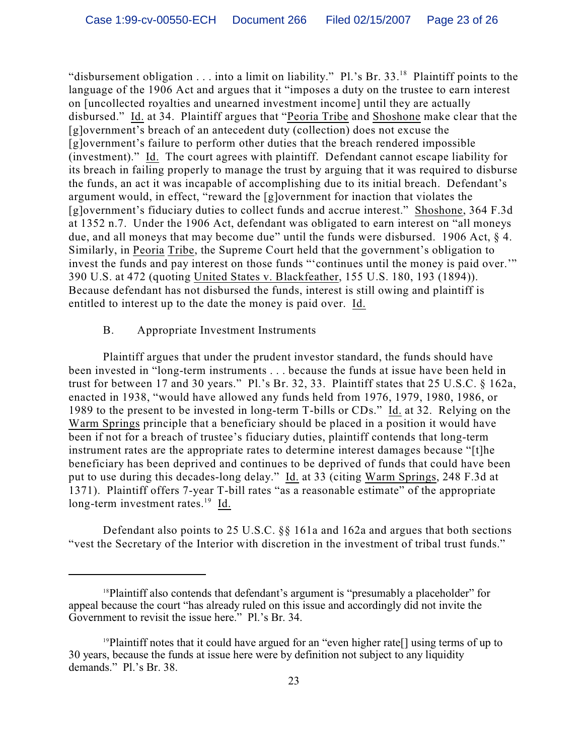"disbursement obligation . . . into a limit on liability." Pl.'s Br. 33.[18] Plaintiff points to the language of the 1906 Act and argues that it "imposes a duty on the trustee to earn interest on [uncollected royalties and unearned investment income] until they are actually disbursed." Id. at 34. Plaintiff argues that "Peoria Tribe and Shoshone make clear that the [g]overnment's breach of an antecedent duty (collection) does not excuse the [g]overnment's failure to perform other duties that the breach rendered impossible (investment)." Id. The court agrees with plaintiff. Defendant cannot escape liability for its breach in failing properly to manage the trust by arguing that it was required to disburse the funds, an act it was incapable of accomplishing due to its initial breach. Defendant's argument would, in effect, "reward the [g]overnment for inaction that violates the [g]overnment's fiduciary duties to collect funds and accrue interest." Shoshone, 364 F.3d at 1352 n.7. Under the 1906 Act, defendant was obligated to earn interest on "all moneys due, and all moneys that may become due" until the funds were disbursed. 1906 Act, § 4. Similarly, in Peoria Tribe, the Supreme Court held that the government's obligation to invest the funds and pay interest on those funds "'continues until the money is paid over.'" 390 U.S. at 472 (quoting United States v. Blackfeather, 155 U.S. 180, 193 (1894)). Because defendant has not disbursed the funds, interest is still owing and plaintiff is entitled to interest up to the date the money is paid over. Id.

B. Appropriate Investment Instruments

Plaintiff argues that under the prudent investor standard, the funds should have been invested in "long-term instruments . . . because the funds at issue have been held in trust for between 17 and 30 years." Pl.'s Br. 32, 33. Plaintiff states that 25 U.S.C. § 162a, enacted in 1938, "would have allowed any funds held from 1976, 1979, 1980, 1986, or 1989 to the present to be invested in long-term T-bills or CDs." Id. at 32. Relying on the Warm Springs principle that a beneficiary should be placed in a position it would have been if not for a breach of trustee's fiduciary duties, plaintiff contends that long-term instrument rates are the appropriate rates to determine interest damages because "[t]he beneficiary has been deprived and continues to be deprived of funds that could have been put to use during this decades-long delay." Id. at 33 (citing Warm Springs, 248 F.3d at 1371). Plaintiff offers 7-year T-bill rates "as a reasonable estimate" of the appropriate long-term investment rates.[19] Id.

Defendant also points to 25 U.S.C. §§ 161a and 162a and argues that both sections "vest the Secretary of the Interior with discretion in the investment of tribal trust funds."

---

[18] Plaintiff also contends that defendant's argument is "presumably a placeholder" for appeal because the court "has already ruled on this issue and accordingly did not invite the Government to revisit the issue here." Pl.'s Br. 34.

[19] Plaintiff notes that it could have argued for an "even higher rate[] using terms of up to 30 years, because the funds at issue here were by definition not subject to any liquidity demands." Pl.'s Br. 38.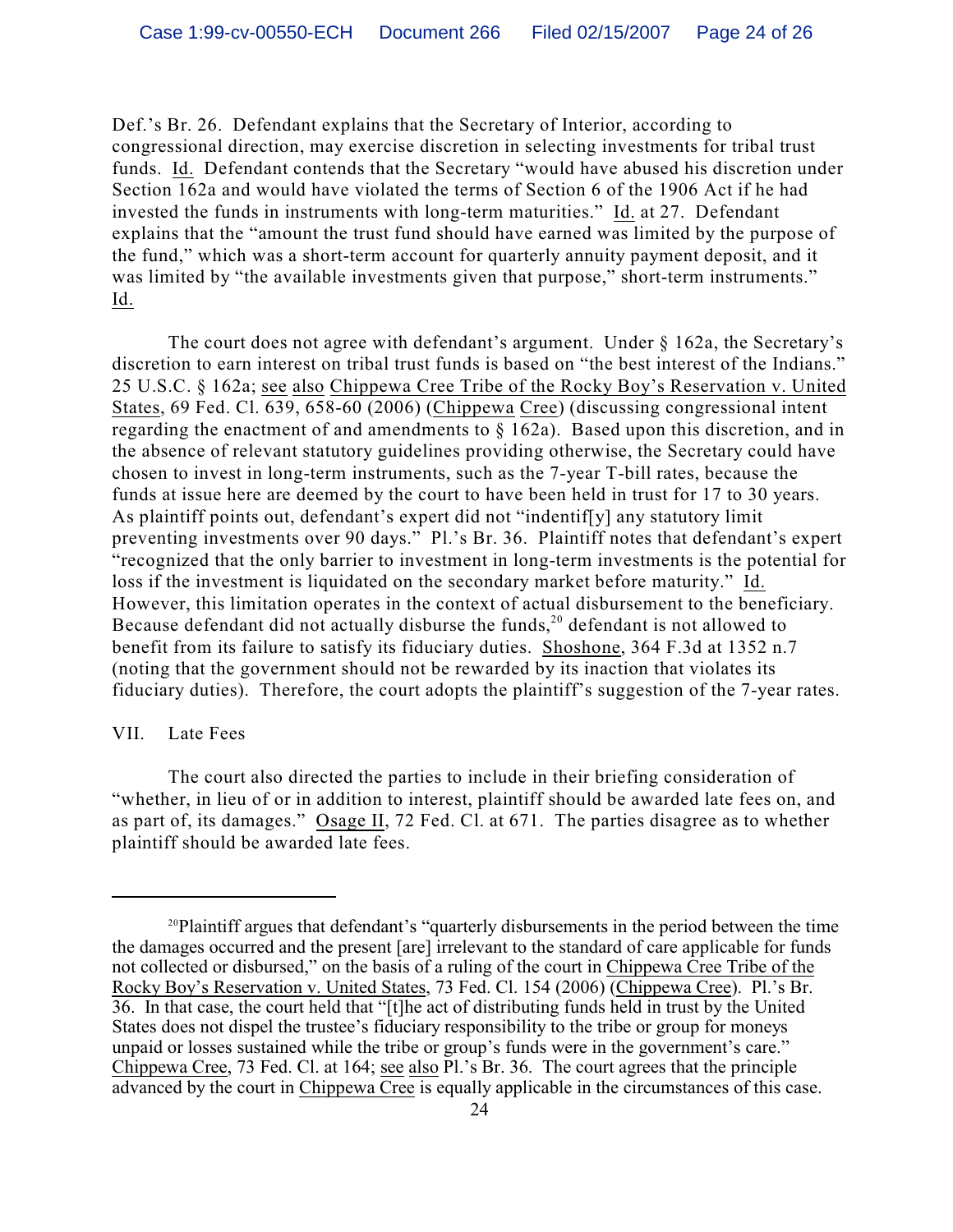Def.'s Br. 26. Defendant explains that the Secretary of Interior, according to congressional direction, may exercise discretion in selecting investments for tribal trust funds. Id. Defendant contends that the Secretary "would have abused his discretion under Section 162a and would have violated the terms of Section 6 of the 1906 Act if he had invested the funds in instruments with long-term maturities." Id. at 27. Defendant explains that the "amount the trust fund should have earned was limited by the purpose of the fund," which was a short-term account for quarterly annuity payment deposit, and it was limited by "the available investments given that purpose," short-term instruments." Id.

The court does not agree with defendant's argument. Under § 162a, the Secretary's discretion to earn interest on tribal trust funds is based on "the best interest of the Indians." 25 U.S.C. § 162a; see also Chippewa Cree Tribe of the Rocky Boy's Reservation v. United States, 69 Fed. Cl. 639, 658-60 (2006) (Chippewa Cree) (discussing congressional intent regarding the enactment of and amendments to § 162a). Based upon this discretion, and in the absence of relevant statutory guidelines providing otherwise, the Secretary could have chosen to invest in long-term instruments, such as the 7-year T-bill rates, because the funds at issue here are deemed by the court to have been held in trust for 17 to 30 years. As plaintiff points out, defendant's expert did not "indentif[y] any statutory limit preventing investments over 90 days." Pl.'s Br. 36. Plaintiff notes that defendant's expert "recognized that the only barrier to investment in long-term investments is the potential for loss if the investment is liquidated on the secondary market before maturity." Id. However, this limitation operates in the context of actual disbursement to the beneficiary. Because defendant did not actually disburse the funds,[20] defendant is not allowed to benefit from its failure to satisfy its fiduciary duties. Shoshone, 364 F.3d at 1352 n.7 (noting that the government should not be rewarded by its inaction that violates its fiduciary duties). Therefore, the court adopts the plaintiff's suggestion of the 7-year rates.

## VII. Late Fees

The court also directed the parties to include in their briefing consideration of "whether, in lieu of or in addition to interest, plaintiff should be awarded late fees on, and as part of, its damages." Osage II, 72 Fed. Cl. at 671. The parties disagree as to whether plaintiff should be awarded late fees.

---

[20] Plaintiff argues that defendant's "quarterly disbursements in the period between the time the damages occurred and the present [are] irrelevant to the standard of care applicable for funds not collected or disbursed," on the basis of a ruling of the court in Chippewa Cree Tribe of the Rocky Boy's Reservation v. United States, 73 Fed. Cl. 154 (2006) (Chippewa Cree). Pl.'s Br. 36. In that case, the court held that "[t]he act of distributing funds held in trust by the United States does not dispel the trustee's fiduciary responsibility to the tribe or group for moneys unpaid or losses sustained while the tribe or group's funds were in the government's care." Chippewa Cree, 73 Fed. Cl. at 164; see also Pl.'s Br. 36. The court agrees that the principle advanced by the court in Chippewa Cree is equally applicable in the circumstances of this case.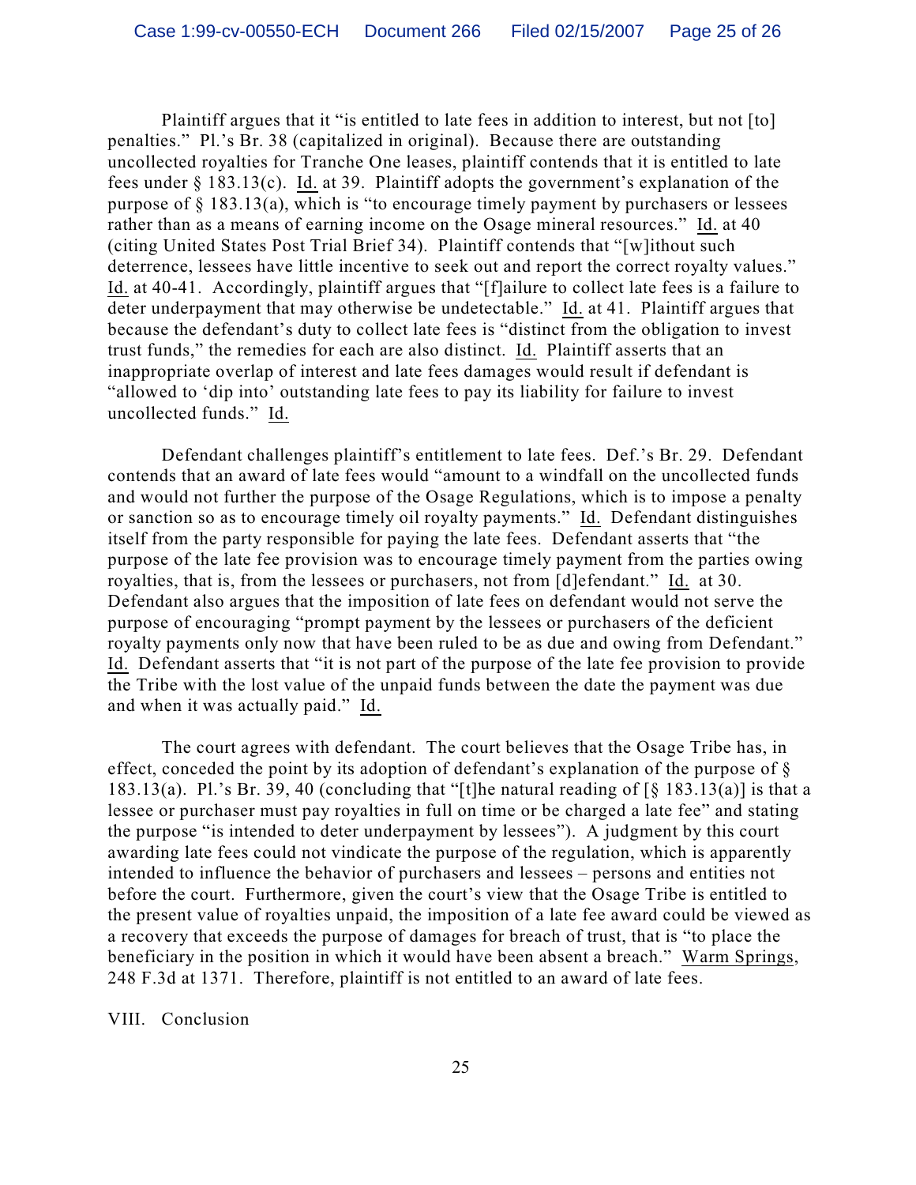Plaintiff argues that it "is entitled to late fees in addition to interest, but not [to] penalties." Pl.'s Br. 38 (capitalized in original). Because there are outstanding uncollected royalties for Tranche One leases, plaintiff contends that it is entitled to late fees under § 183.13(c). Id. at 39. Plaintiff adopts the government's explanation of the purpose of § 183.13(a), which is "to encourage timely payment by purchasers or lessees rather than as a means of earning income on the Osage mineral resources." Id. at 40 (citing United States Post Trial Brief 34). Plaintiff contends that "[w]ithout such deterrence, lessees have little incentive to seek out and report the correct royalty values." Id. at 40-41. Accordingly, plaintiff argues that "[f]ailure to collect late fees is a failure to deter underpayment that may otherwise be undetectable." Id. at 41. Plaintiff argues that because the defendant's duty to collect late fees is "distinct from the obligation to invest trust funds," the remedies for each are also distinct. Id. Plaintiff asserts that an inappropriate overlap of interest and late fees damages would result if defendant is "allowed to 'dip into' outstanding late fees to pay its liability for failure to invest uncollected funds." Id.

Defendant challenges plaintiff's entitlement to late fees. Def.'s Br. 29. Defendant contends that an award of late fees would "amount to a windfall on the uncollected funds and would not further the purpose of the Osage Regulations, which is to impose a penalty or sanction so as to encourage timely oil royalty payments." Id. Defendant distinguishes itself from the party responsible for paying the late fees. Defendant asserts that "the purpose of the late fee provision was to encourage timely payment from the parties owing royalties, that is, from the lessees or purchasers, not from [d]efendant." Id. at 30. Defendant also argues that the imposition of late fees on defendant would not serve the purpose of encouraging "prompt payment by the lessees or purchasers of the deficient royalty payments only now that have been ruled to be as due and owing from Defendant." Id. Defendant asserts that "it is not part of the purpose of the late fee provision to provide the Tribe with the lost value of the unpaid funds between the date the payment was due and when it was actually paid." Id.

The court agrees with defendant. The court believes that the Osage Tribe has, in effect, conceded the point by its adoption of defendant's explanation of the purpose of § 183.13(a). Pl.'s Br. 39, 40 (concluding that "[t]he natural reading of [§ 183.13(a)] is that a lessee or purchaser must pay royalties in full on time or be charged a late fee" and stating the purpose "is intended to deter underpayment by lessees"). A judgment by this court awarding late fees could not vindicate the purpose of the regulation, which is apparently intended to influence the behavior of purchasers and lessees – persons and entities not before the court. Furthermore, given the court's view that the Osage Tribe is entitled to the present value of royalties unpaid, the imposition of a late fee award could be viewed as a recovery that exceeds the purpose of damages for breach of trust, that is "to place the beneficiary in the position in which it would have been absent a breach." Warm Springs, 248 F.3d at 1371. Therefore, plaintiff is not entitled to an award of late fees.

## VIII. Conclusion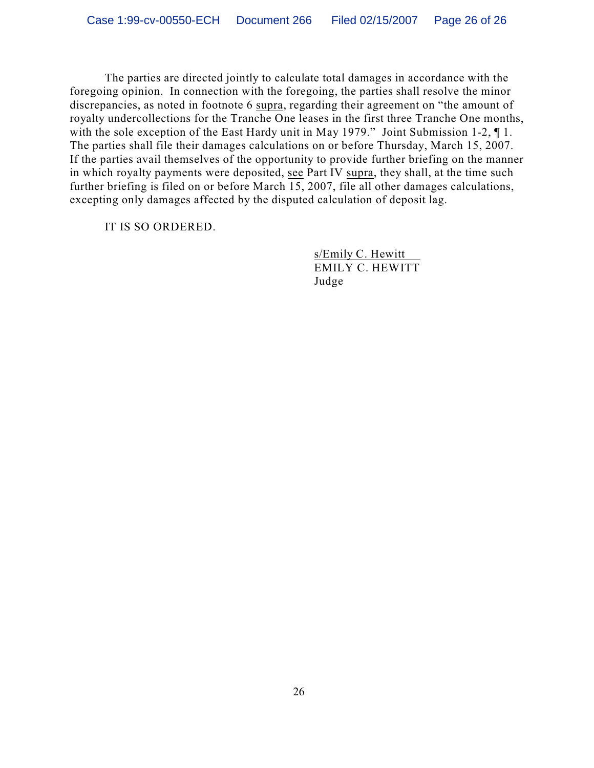The parties are directed jointly to calculate total damages in accordance with the foregoing opinion. In connection with the foregoing, the parties shall resolve the minor discrepancies, as noted in footnote 6 supra, regarding their agreement on "the amount of royalty undercollections for the Tranche One leases in the first three Tranche One months, with the sole exception of the East Hardy unit in May 1979." Joint Submission 1-2, ¶ 1. The parties shall file their damages calculations on or before Thursday, March 15, 2007. If the parties avail themselves of the opportunity to provide further briefing on the manner in which royalty payments were deposited, see Part IV supra, they shall, at the time such further briefing is filed on or before March 15, 2007, file all other damages calculations, excepting only damages affected by the disputed calculation of deposit lag.

IT IS SO ORDERED.

s/Emily C. Hewitt
EMILY C. HEWITT
Judge